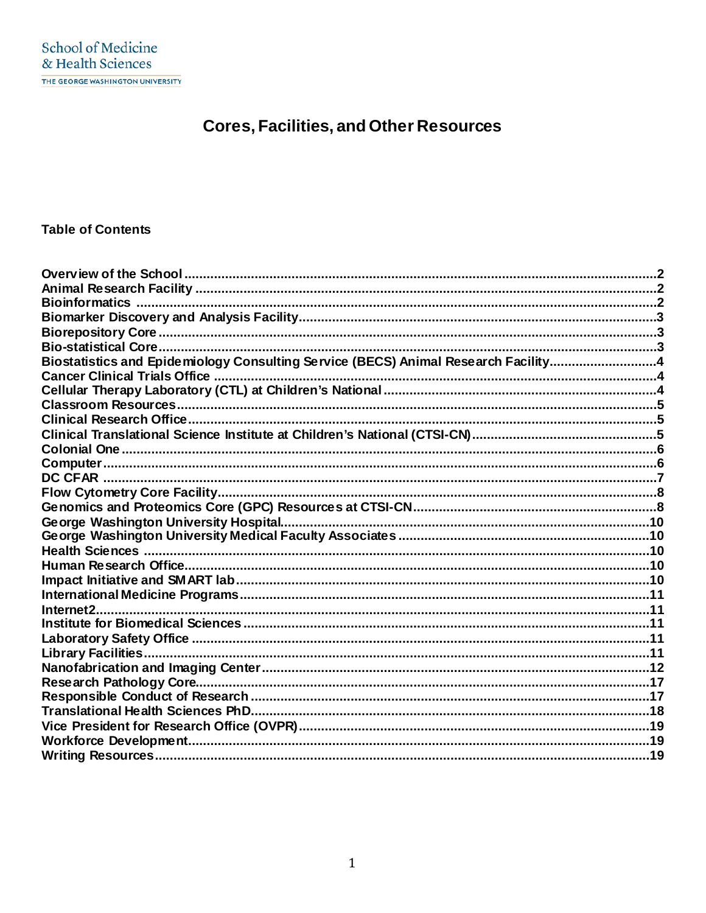School of Medicine
& Health Sciences
THE GEORGE WASHINGTON UNIVERSITY

# Cores, Facilities, and Other Resources

**Table of Contents**

| | |
|---|---|
| **Overview of the School** | **2** |
| **Animal Research Facility** | **2** |
| **Bioinformatics** | **2** |
| **Biomarker Discovery and Analysis Facility** | **3** |
| **Biorepository Core** | **3** |
| **Bio-statistical Core** | **3** |
| **Biostatistics and Epidemiology Consulting Service (BECS) Animal Research Facility** | **4** |
| **Cancer Clinical Trials Office** | **4** |
| **Cellular Therapy Laboratory (CTL) at Children's National** | **4** |
| **Classroom Resources** | **5** |
| **Clinical Research Office** | **5** |
| **Clinical Translational Science Institute at Children's National (CTSI-CN)** | **5** |
| **Colonial One** | **6** |
| **Computer** | **6** |
| **DC CFAR** | **7** |
| **Flow Cytometry Core Facility** | **8** |
| **Genomics and Proteomics Core (GPC) Resources at CTSI-CN** | **8** |
| **George Washington University Hospital** | **10** |
| **George Washington University Medical Faculty Associates** | **10** |
| **Health Sciences** | **10** |
| **Human Research Office** | **10** |
| **Impact Initiative and SMART lab** | **10** |
| **International Medicine Programs** | **11** |
| **Internet2** | **11** |
| **Institute for Biomedical Sciences** | **11** |
| **Laboratory Safety Office** | **11** |
| **Library Facilities** | **11** |
| **Nanofabrication and Imaging Center** | **12** |
| **Research Pathology Core** | **17** |
| **Responsible Conduct of Research** | **17** |
| **Translational Health Sciences PhD** | **18** |
| **Vice President for Research Office (OVPR)** | **19** |
| **Workforce Development** | **19** |
| **Writing Resources** | **19** |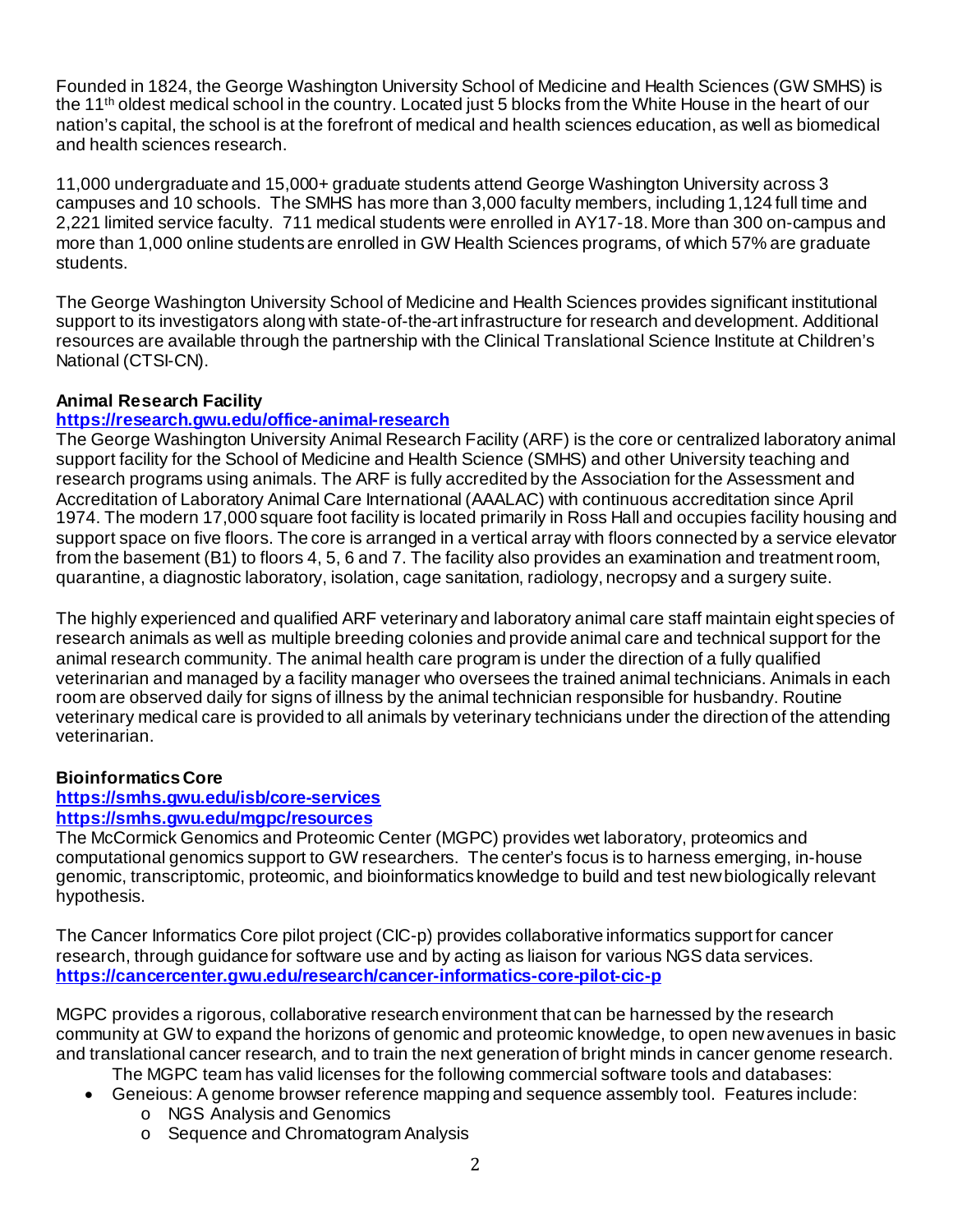Founded in 1824, the George Washington University School of Medicine and Health Sciences (GW SMHS) is the 11th oldest medical school in the country. Located just 5 blocks from the White House in the heart of our nation's capital, the school is at the forefront of medical and health sciences education, as well as biomedical and health sciences research.

11,000 undergraduate and 15,000+ graduate students attend George Washington University across 3 campuses and 10 schools. The SMHS has more than 3,000 faculty members, including 1,124 full time and 2,221 limited service faculty. 711 medical students were enrolled in AY17-18. More than 300 on-campus and more than 1,000 online students are enrolled in GW Health Sciences programs, of which 57% are graduate students.

The George Washington University School of Medicine and Health Sciences provides significant institutional support to its investigators along with state-of-the-art infrastructure for research and development. Additional resources are available through the partnership with the Clinical Translational Science Institute at Children's National (CTSI-CN).

**Animal Research Facility**

**https://research.gwu.edu/office-animal-research**

The George Washington University Animal Research Facility (ARF) is the core or centralized laboratory animal support facility for the School of Medicine and Health Science (SMHS) and other University teaching and research programs using animals. The ARF is fully accredited by the Association for the Assessment and Accreditation of Laboratory Animal Care International (AAALAC) with continuous accreditation since April 1974. The modern 17,000 square foot facility is located primarily in Ross Hall and occupies facility housing and support space on five floors. The core is arranged in a vertical array with floors connected by a service elevator from the basement (B1) to floors 4, 5, 6 and 7. The facility also provides an examination and treatment room, quarantine, a diagnostic laboratory, isolation, cage sanitation, radiology, necropsy and a surgery suite.

The highly experienced and qualified ARF veterinary and laboratory animal care staff maintain eight species of research animals as well as multiple breeding colonies and provide animal care and technical support for the animal research community. The animal health care program is under the direction of a fully qualified veterinarian and managed by a facility manager who oversees the trained animal technicians. Animals in each room are observed daily for signs of illness by the animal technician responsible for husbandry. Routine veterinary medical care is provided to all animals by veterinary technicians under the direction of the attending veterinarian.

**Bioinformatics Core**

**https://smhs.gwu.edu/isb/core-services**

**https://smhs.gwu.edu/mgpc/resources**

The McCormick Genomics and Proteomic Center (MGPC) provides wet laboratory, proteomics and computational genomics support to GW researchers. The center's focus is to harness emerging, in-house genomic, transcriptomic, proteomic, and bioinformatics knowledge to build and test new biologically relevant hypothesis.

The Cancer Informatics Core pilot project (CIC-p) provides collaborative informatics support for cancer research, through guidance for software use and by acting as liaison for various NGS data services.
**https://cancercenter.gwu.edu/research/cancer-informatics-core-pilot-cic-p**

MGPC provides a rigorous, collaborative research environment that can be harnessed by the research community at GW to expand the horizons of genomic and proteomic knowledge, to open new avenues in basic and translational cancer research, and to train the next generation of bright minds in cancer genome research.

The MGPC team has valid licenses for the following commercial software tools and databases:

- Geneious: A genome browser reference mapping and sequence assembly tool. Features include:
    - NGS Analysis and Genomics
    - Sequence and Chromatogram Analysis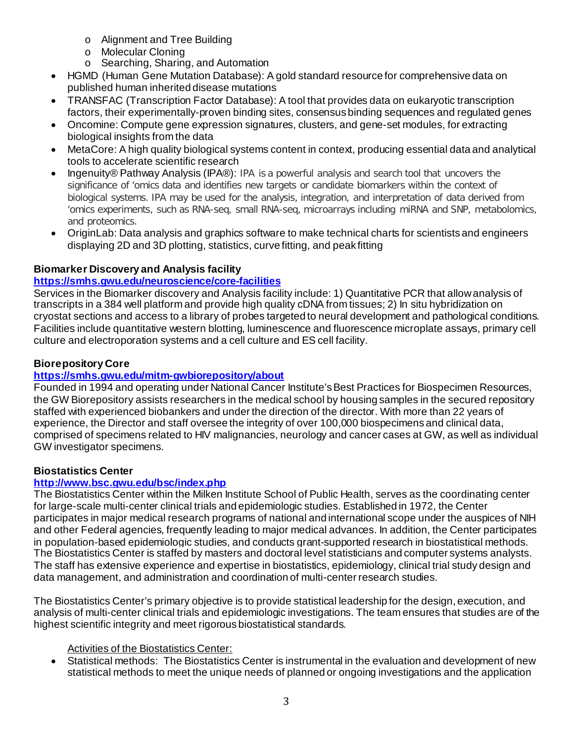- Alignment and Tree Building
  - Molecular Cloning
  - Searching, Sharing, and Automation
- HGMD (Human Gene Mutation Database): A gold standard resource for comprehensive data on published human inherited disease mutations
- TRANSFAC (Transcription Factor Database): A tool that provides data on eukaryotic transcription factors, their experimentally-proven binding sites, consensus binding sequences and regulated genes
- Oncomine: Compute gene expression signatures, clusters, and gene-set modules, for extracting biological insights from the data
- MetaCore: A high quality biological systems content in context, producing essential data and analytical tools to accelerate scientific research
- Ingenuity® Pathway Analysis (IPA®): IPA is a powerful analysis and search tool that uncovers the significance of 'omics data and identifies new targets or candidate biomarkers within the context of biological systems. IPA may be used for the analysis, integration, and interpretation of data derived from 'omics experiments, such as RNA-seq, small RNA-seq, microarrays including miRNA and SNP, metabolomics, and proteomics.
- OriginLab: Data analysis and graphics software to make technical charts for scientists and engineers displaying 2D and 3D plotting, statistics, curve fitting, and peak fitting

**Biomarker Discovery and Analysis facility**

**https://smhs.gwu.edu/neuroscience/core-facilities**

Services in the Biomarker discovery and Analysis facility include: 1) Quantitative PCR that allow analysis of transcripts in a 384 well platform and provide high quality cDNA from tissues; 2) In situ hybridization on cryostat sections and access to a library of probes targeted to neural development and pathological conditions. Facilities include quantitative western blotting, luminescence and fluorescence microplate assays, primary cell culture and electroporation systems and a cell culture and ES cell facility.

**Biorepository Core**

**https://smhs.gwu.edu/mitm-gwbiorepository/about**

Founded in 1994 and operating under National Cancer Institute's Best Practices for Biospecimen Resources, the GW Biorepository assists researchers in the medical school by housing samples in the secured repository staffed with experienced biobankers and under the direction of the director. With more than 22 years of experience, the Director and staff oversee the integrity of over 100,000 biospecimens and clinical data, comprised of specimens related to HIV malignancies, neurology and cancer cases at GW, as well as individual GW investigator specimens.

**Biostatistics Center**

**http://www.bsc.gwu.edu/bsc/index.php**

The Biostatistics Center within the Milken Institute School of Public Health, serves as the coordinating center for large-scale multi-center clinical trials and epidemiologic studies. Established in 1972, the Center participates in major medical research programs of national and international scope under the auspices of NIH and other Federal agencies, frequently leading to major medical advances. In addition, the Center participates in population-based epidemiologic studies, and conducts grant-supported research in biostatistical methods. The Biostatistics Center is staffed by masters and doctoral level statisticians and computer systems analysts. The staff has extensive experience and expertise in biostatistics, epidemiology, clinical trial study design and data management, and administration and coordination of multi-center research studies.

The Biostatistics Center's primary objective is to provide statistical leadership for the design, execution, and analysis of multi-center clinical trials and epidemiologic investigations. The team ensures that studies are of the highest scientific integrity and meet rigorous biostatistical standards.

<u>Activities of the Biostatistics Center:</u>

- Statistical methods: The Biostatistics Center is instrumental in the evaluation and development of new statistical methods to meet the unique needs of planned or ongoing investigations and the application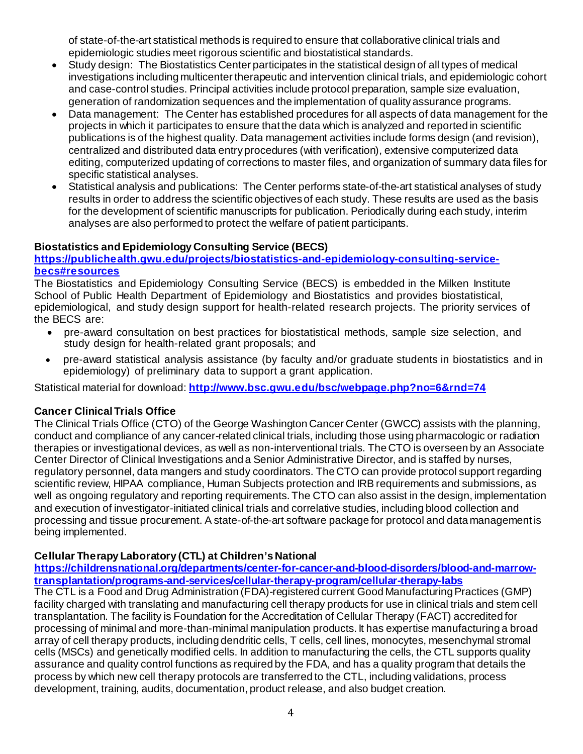of state-of-the-art statistical methods is required to ensure that collaborative clinical trials and epidemiologic studies meet rigorous scientific and biostatistical standards.

- Study design: The Biostatistics Center participates in the statistical design of all types of medical investigations including multicenter therapeutic and intervention clinical trials, and epidemiologic cohort and case-control studies. Principal activities include protocol preparation, sample size evaluation, generation of randomization sequences and the implementation of quality assurance programs.
- Data management: The Center has established procedures for all aspects of data management for the projects in which it participates to ensure that the data which is analyzed and reported in scientific publications is of the highest quality. Data management activities include forms design (and revision), centralized and distributed data entry procedures (with verification), extensive computerized data editing, computerized updating of corrections to master files, and organization of summary data files for specific statistical analyses.
- Statistical analysis and publications: The Center performs state-of-the-art statistical analyses of study results in order to address the scientific objectives of each study. These results are used as the basis for the development of scientific manuscripts for publication. Periodically during each study, interim analyses are also performed to protect the welfare of patient participants.

**Biostatistics and Epidemiology Consulting Service (BECS)**
**https://publichealth.gwu.edu/projects/biostatistics-and-epidemiology-consulting-service-becs#resources**

The Biostatistics and Epidemiology Consulting Service (BECS) is embedded in the Milken Institute School of Public Health Department of Epidemiology and Biostatistics and provides biostatistical, epidemiological, and study design support for health-related research projects. The priority services of the BECS are:

- pre-award consultation on best practices for biostatistical methods, sample size selection, and study design for health-related grant proposals; and
- pre-award statistical analysis assistance (by faculty and/or graduate students in biostatistics and in epidemiology) of preliminary data to support a grant application.

Statistical material for download: **http://www.bsc.gwu.edu/bsc/webpage.php?no=6&rnd=74**

**Cancer Clinical Trials Office**

The Clinical Trials Office (CTO) of the George Washington Cancer Center (GWCC) assists with the planning, conduct and compliance of any cancer-related clinical trials, including those using pharmacologic or radiation therapies or investigational devices, as well as non-interventional trials. The CTO is overseen by an Associate Center Director of Clinical Investigations and a Senior Administrative Director, and is staffed by nurses, regulatory personnel, data mangers and study coordinators. The CTO can provide protocol support regarding scientific review, HIPAA compliance, Human Subjects protection and IRB requirements and submissions, as well as ongoing regulatory and reporting requirements. The CTO can also assist in the design, implementation and execution of investigator-initiated clinical trials and correlative studies, including blood collection and processing and tissue procurement. A state-of-the-art software package for protocol and data management is being implemented.

**Cellular Therapy Laboratory (CTL) at Children's National**
**https://childrensnational.org/departments/center-for-cancer-and-blood-disorders/blood-and-marrow-transplantation/programs-and-services/cellular-therapy-program/cellular-therapy-labs**

The CTL is a Food and Drug Administration (FDA)-registered current Good Manufacturing Practices (GMP) facility charged with translating and manufacturing cell therapy products for use in clinical trials and stem cell transplantation. The facility is Foundation for the Accreditation of Cellular Therapy (FACT) accredited for processing of minimal and more-than-minimal manipulation products. It has expertise manufacturing a broad array of cell therapy products, including dendritic cells, T cells, cell lines, monocytes, mesenchymal stromal cells (MSCs) and genetically modified cells. In addition to manufacturing the cells, the CTL supports quality assurance and quality control functions as required by the FDA, and has a quality program that details the process by which new cell therapy protocols are transferred to the CTL, including validations, process development, training, audits, documentation, product release, and also budget creation.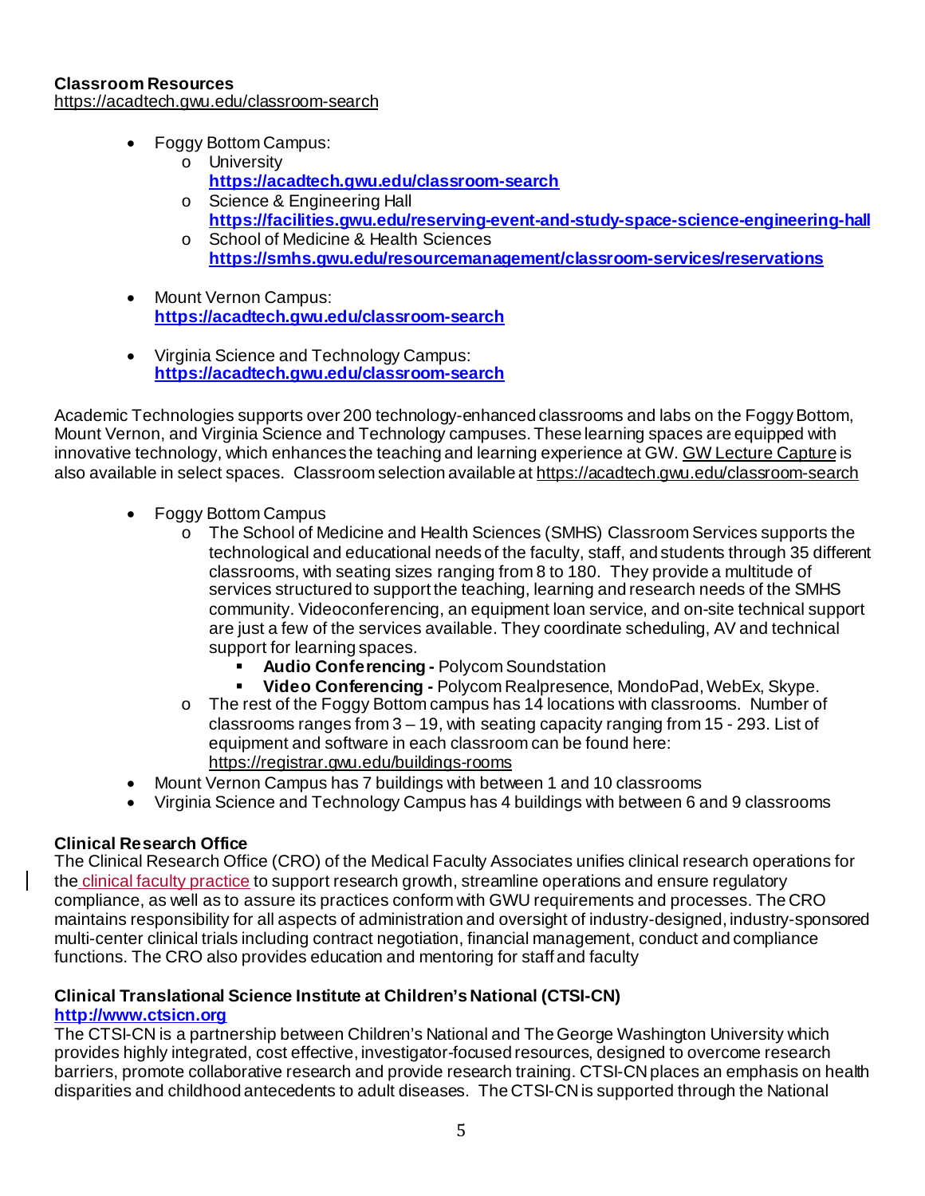**Classroom Resources**
https://acadtech.gwu.edu/classroom-search

- Foggy Bottom Campus:
  - University
    **https://acadtech.gwu.edu/classroom-search**
  - Science & Engineering Hall
    **https://facilities.gwu.edu/reserving-event-and-study-space-science-engineering-hall**
  - School of Medicine & Health Sciences
    **https://smhs.gwu.edu/resourcemanagement/classroom-services/reservations**

- Mount Vernon Campus:
  **https://acadtech.gwu.edu/classroom-search**

- Virginia Science and Technology Campus:
  **https://acadtech.gwu.edu/classroom-search**

Academic Technologies supports over 200 technology-enhanced classrooms and labs on the Foggy Bottom, Mount Vernon, and Virginia Science and Technology campuses. These learning spaces are equipped with innovative technology, which enhances the teaching and learning experience at GW. GW Lecture Capture is also available in select spaces. Classroom selection available at https://acadtech.gwu.edu/classroom-search

- Foggy Bottom Campus
  - The School of Medicine and Health Sciences (SMHS) Classroom Services supports the technological and educational needs of the faculty, staff, and students through 35 different classrooms, with seating sizes ranging from 8 to 180. They provide a multitude of services structured to support the teaching, learning and research needs of the SMHS community. Videoconferencing, an equipment loan service, and on-site technical support are just a few of the services available. They coordinate scheduling, AV and technical support for learning spaces.
    - **Audio Conferencing -** Polycom Soundstation
    - **Video Conferencing -** Polycom Realpresence, MondoPad, WebEx, Skype.
  - The rest of the Foggy Bottom campus has 14 locations with classrooms. Number of classrooms ranges from 3 – 19, with seating capacity ranging from 15 - 293. List of equipment and software in each classroom can be found here: https://registrar.gwu.edu/buildings-rooms
- Mount Vernon Campus has 7 buildings with between 1 and 10 classrooms
- Virginia Science and Technology Campus has 4 buildings with between 6 and 9 classrooms

**Clinical Research Office**
The Clinical Research Office (CRO) of the Medical Faculty Associates unifies clinical research operations for the clinical faculty practice to support research growth, streamline operations and ensure regulatory compliance, as well as to assure its practices conform with GWU requirements and processes. The CRO maintains responsibility for all aspects of administration and oversight of industry-designed, industry-sponsored multi-center clinical trials including contract negotiation, financial management, conduct and compliance functions. The CRO also provides education and mentoring for staff and faculty

**Clinical Translational Science Institute at Children's National (CTSI-CN)**
**http://www.ctsicn.org**
The CTSI-CN is a partnership between Children's National and The George Washington University which provides highly integrated, cost effective, investigator-focused resources, designed to overcome research barriers, promote collaborative research and provide research training. CTSI-CN places an emphasis on health disparities and childhood antecedents to adult diseases. The CTSI-CN is supported through the National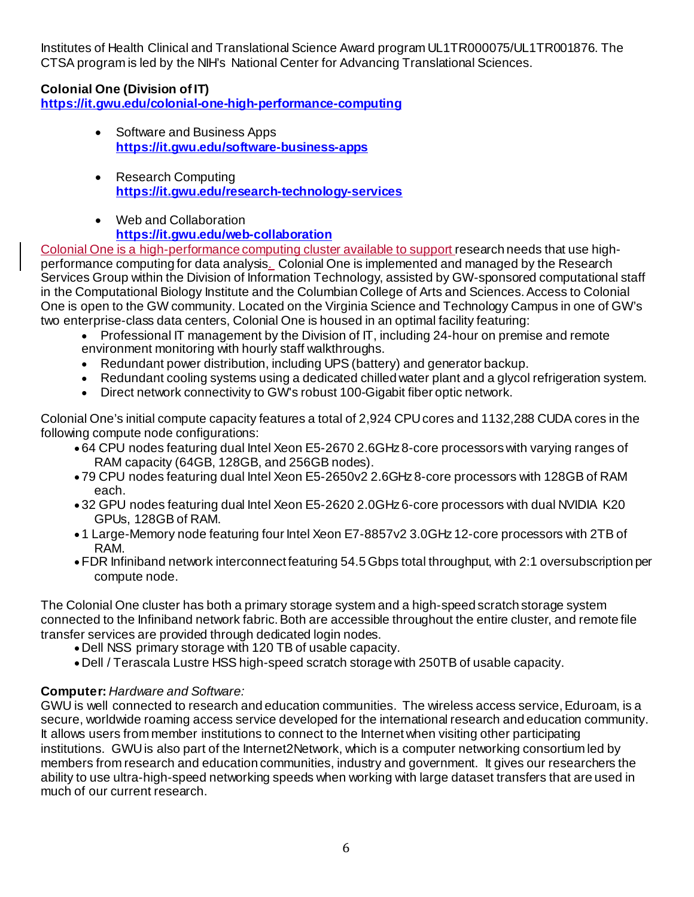Institutes of Health Clinical and Translational Science Award program UL1TR000075/UL1TR001876. The CTSA program is led by the NIH's National Center for Advancing Translational Sciences.

**Colonial One (Division of IT)**
**https://it.gwu.edu/colonial-one-high-performance-computing**

- Software and Business Apps
  **https://it.gwu.edu/software-business-apps**
- Research Computing
  **https://it.gwu.edu/research-technology-services**
- Web and Collaboration
  **https://it.gwu.edu/web-collaboration**

Colonial One is a high-performance computing cluster available to support research needs that use high-performance computing for data analysis. Colonial One is implemented and managed by the Research Services Group within the Division of Information Technology, assisted by GW-sponsored computational staff in the Computational Biology Institute and the Columbian College of Arts and Sciences. Access to Colonial One is open to the GW community. Located on the Virginia Science and Technology Campus in one of GW's two enterprise-class data centers, Colonial One is housed in an optimal facility featuring:

- Professional IT management by the Division of IT, including 24-hour on premise and remote environment monitoring with hourly staff walkthroughs.
- Redundant power distribution, including UPS (battery) and generator backup.
- Redundant cooling systems using a dedicated chilled water plant and a glycol refrigeration system.
- Direct network connectivity to GW's robust 100-Gigabit fiber optic network.

Colonial One's initial compute capacity features a total of 2,924 CPU cores and 1132,288 CUDA cores in the following compute node configurations:

- 64 CPU nodes featuring dual Intel Xeon E5-2670 2.6GHz 8-core processors with varying ranges of RAM capacity (64GB, 128GB, and 256GB nodes).
- 79 CPU nodes featuring dual Intel Xeon E5-2650v2 2.6GHz 8-core processors with 128GB of RAM each.
- 32 GPU nodes featuring dual Intel Xeon E5-2620 2.0GHz 6-core processors with dual NVIDIA K20 GPUs, 128GB of RAM.
- 1 Large-Memory node featuring four Intel Xeon E7-8857v2 3.0GHz 12-core processors with 2TB of RAM.
- FDR Infiniband network interconnect featuring 54.5 Gbps total throughput, with 2:1 oversubscription per compute node.

The Colonial One cluster has both a primary storage system and a high-speed scratch storage system connected to the Infiniband network fabric. Both are accessible throughout the entire cluster, and remote file transfer services are provided through dedicated login nodes.

- Dell NSS primary storage with 120 TB of usable capacity.
- Dell / Terascala Lustre HSS high-speed scratch storage with 250TB of usable capacity.

**Computer:** *Hardware and Software:*
GWU is well connected to research and education communities. The wireless access service, Eduroam, is a secure, worldwide roaming access service developed for the international research and education community. It allows users from member institutions to connect to the Internet when visiting other participating institutions. GWU is also part of the Internet2Network, which is a computer networking consortium led by members from research and education communities, industry and government. It gives our researchers the ability to use ultra-high-speed networking speeds when working with large dataset transfers that are used in much of our current research.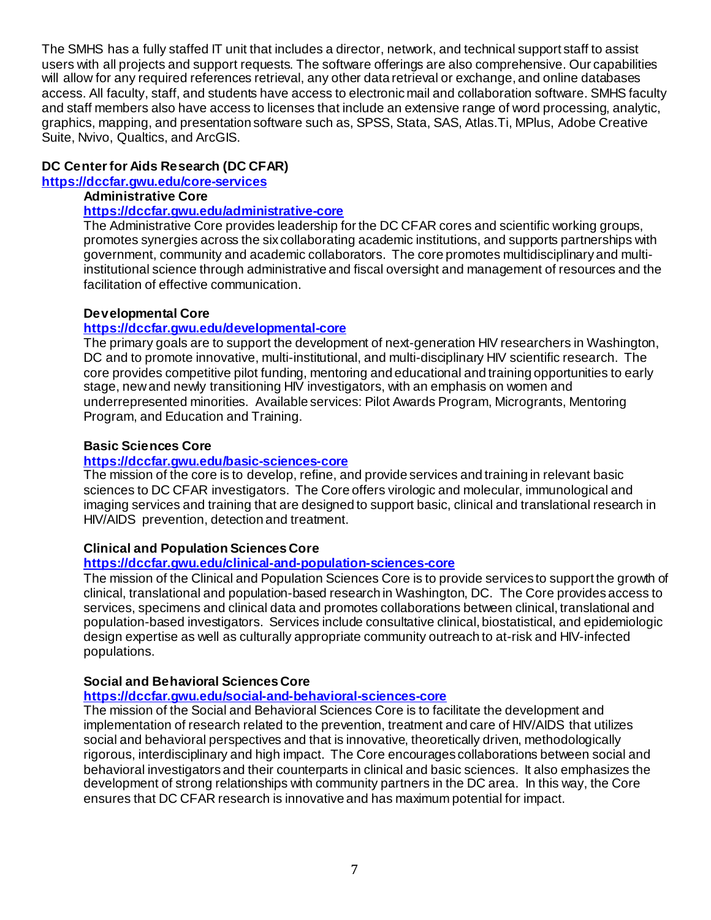The SMHS has a fully staffed IT unit that includes a director, network, and technical support staff to assist users with all projects and support requests. The software offerings are also comprehensive. Our capabilities will allow for any required references retrieval, any other data retrieval or exchange, and online databases access. All faculty, staff, and students have access to electronic mail and collaboration software. SMHS faculty and staff members also have access to licenses that include an extensive range of word processing, analytic, graphics, mapping, and presentation software such as, SPSS, Stata, SAS, Atlas.Ti, MPlus, Adobe Creative Suite, Nvivo, Qualtics, and ArcGIS.

**DC Center for Aids Research (DC CFAR)**
**https://dccfar.gwu.edu/core-services**

**Administrative Core**
**https://dccfar.gwu.edu/administrative-core**
The Administrative Core provides leadership for the DC CFAR cores and scientific working groups, promotes synergies across the six collaborating academic institutions, and supports partnerships with government, community and academic collaborators. The core promotes multidisciplinary and multi-institutional science through administrative and fiscal oversight and management of resources and the facilitation of effective communication.

**Developmental Core**
**https://dccfar.gwu.edu/developmental-core**
The primary goals are to support the development of next-generation HIV researchers in Washington, DC and to promote innovative, multi-institutional, and multi-disciplinary HIV scientific research. The core provides competitive pilot funding, mentoring and educational and training opportunities to early stage, new and newly transitioning HIV investigators, with an emphasis on women and underrepresented minorities. Available services: Pilot Awards Program, MicrograNts, Mentoring Program, and Education and Training.

**Basic Sciences Core**
**https://dccfar.gwu.edu/basic-sciences-core**
The mission of the core is to develop, refine, and provide services and training in relevant basic sciences to DC CFAR investigators. The Core offers virologic and molecular, immunological and imaging services and training that are designed to support basic, clinical and translational research in HIV/AIDS prevention, detection and treatment.

**Clinical and Population Sciences Core**
**https://dccfar.gwu.edu/clinical-and-population-sciences-core**
The mission of the Clinical and Population Sciences Core is to provide services to support the growth of clinical, translational and population-based research in Washington, DC. The Core provides access to services, specimens and clinical data and promotes collaborations between clinical, translational and population-based investigators. Services include consultative clinical, biostatistical, and epidemiologic design expertise as well as culturally appropriate community outreach to at-risk and HIV-infected populations.

**Social and Behavioral Sciences Core**
**https://dccfar.gwu.edu/social-and-behavioral-sciences-core**
The mission of the Social and Behavioral Sciences Core is to facilitate the development and implementation of research related to the prevention, treatment and care of HIV/AIDS that utilizes social and behavioral perspectives and that is innovative, theoretically driven, methodologically rigorous, interdisciplinary and high impact. The Core encourages collaborations between social and behavioral investigators and their counterparts in clinical and basic sciences. It also emphasizes the development of strong relationships with community partners in the DC area. In this way, the Core ensures that DC CFAR research is innovative and has maximum potential for impact.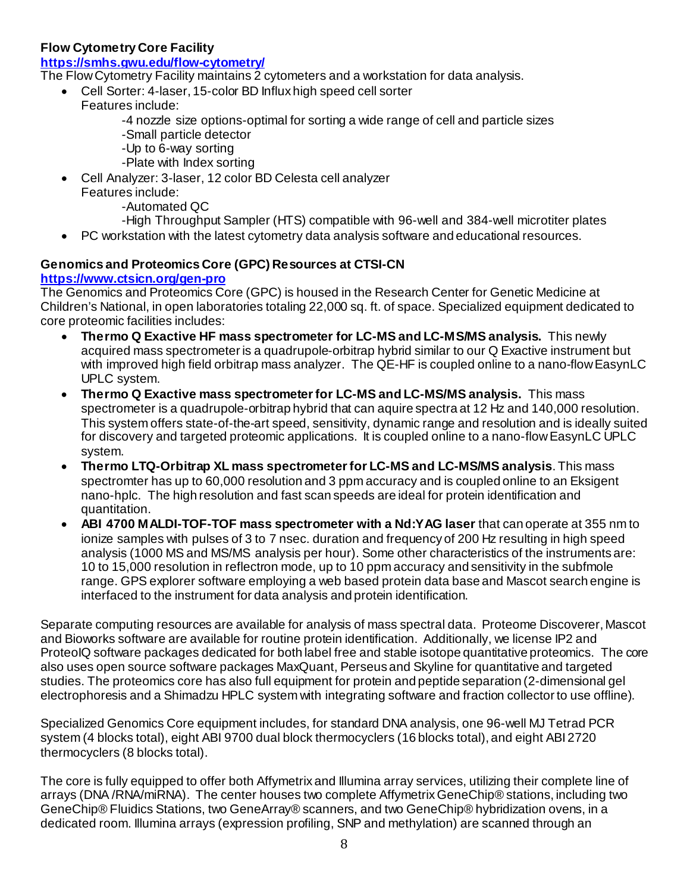**Flow Cytometry Core Facility**

**https://smhs.gwu.edu/flow-cytometry/**

The Flow Cytometry Facility maintains 2 cytometers and a workstation for data analysis.

- Cell Sorter: 4-laser, 15-color BD Influx high speed cell sorter
  Features include:
  - -4 nozzle size options-optimal for sorting a wide range of cell and particle sizes
  - -Small particle detector
  - -Up to 6-way sorting
  - -Plate with Index sorting
- Cell Analyzer: 3-laser, 12 color BD Celesta cell analyzer
  Features include:
  - -Automated QC
  - -High Throughput Sampler (HTS) compatible with 96-well and 384-well microtiter plates
- PC workstation with the latest cytometry data analysis software and educational resources.

**Genomics and Proteomics Core (GPC) Resources at CTSI-CN**

**https://www.ctsicn.org/gen-pro**

The Genomics and Proteomics Core (GPC) is housed in the Research Center for Genetic Medicine at Children's National, in open laboratories totaling 22,000 sq. ft. of space. Specialized equipment dedicated to core proteomic facilities includes:

- **Thermo Q Exactive HF mass spectrometer for LC-MS and LC-MS/MS analysis.** This newly acquired mass spectrometer is a quadrupole-orbitrap hybrid similar to our Q Exactive instrument but with improved high field orbitrap mass analyzer. The QE-HF is coupled online to a nano-flow EasynLC UPLC system.
- **Thermo Q Exactive mass spectrometer for LC-MS and LC-MS/MS analysis.** This mass spectrometer is a quadrupole-orbitrap hybrid that can aquire spectra at 12 Hz and 140,000 resolution. This system offers state-of-the-art speed, sensitivity, dynamic range and resolution and is ideally suited for discovery and targeted proteomic applications. It is coupled online to a nano-flow EasynLC UPLC system.
- **Thermo LTQ-Orbitrap XL mass spectrometer for LC-MS and LC-MS/MS analysis**. This mass spectromter has up to 60,000 resolution and 3 ppm accuracy and is coupled online to an Eksigent nano-hplc. The high resolution and fast scan speeds are ideal for protein identification and quantitation.
- **ABI 4700 MALDI-TOF-TOF mass spectrometer with a Nd:YAG laser** that can operate at 355 nm to ionize samples with pulses of 3 to 7 nsec. duration and frequency of 200 Hz resulting in high speed analysis (1000 MS and MS/MS analysis per hour). Some other characteristics of the instruments are: 10 to 15,000 resolution in reflectron mode, up to 10 ppm accuracy and sensitivity in the subfmole range. GPS explorer software employing a web based protein data base and Mascot search engine is interfaced to the instrument for data analysis and protein identification.

Separate computing resources are available for analysis of mass spectral data. Proteome Discoverer, Mascot and Bioworks software are available for routine protein identification. Additionally, we license IP2 and ProteoIQ software packages dedicated for both label free and stable isotope quantitative proteomics. The core also uses open source software packages MaxQuant, Perseus and Skyline for quantitative and targeted studies. The proteomics core has also full equipment for protein and peptide separation (2-dimensional gel electrophoresis and a Shimadzu HPLC system with integrating software and fraction collector to use offline).

Specialized Genomics Core equipment includes, for standard DNA analysis, one 96-well MJ Tetrad PCR system (4 blocks total), eight ABI 9700 dual block thermocyclers (16 blocks total), and eight ABI 2720 thermocyclers (8 blocks total).

The core is fully equipped to offer both Affymetrix and Illumina array services, utilizing their complete line of arrays (DNA /RNA/miRNA). The center houses two complete Affymetrix GeneChip® stations, including two GeneChip® Fluidics Stations, two GeneArray® scanners, and two GeneChip® hybridization ovens, in a dedicated room. Illumina arrays (expression profiling, SNP and methylation) are scanned through an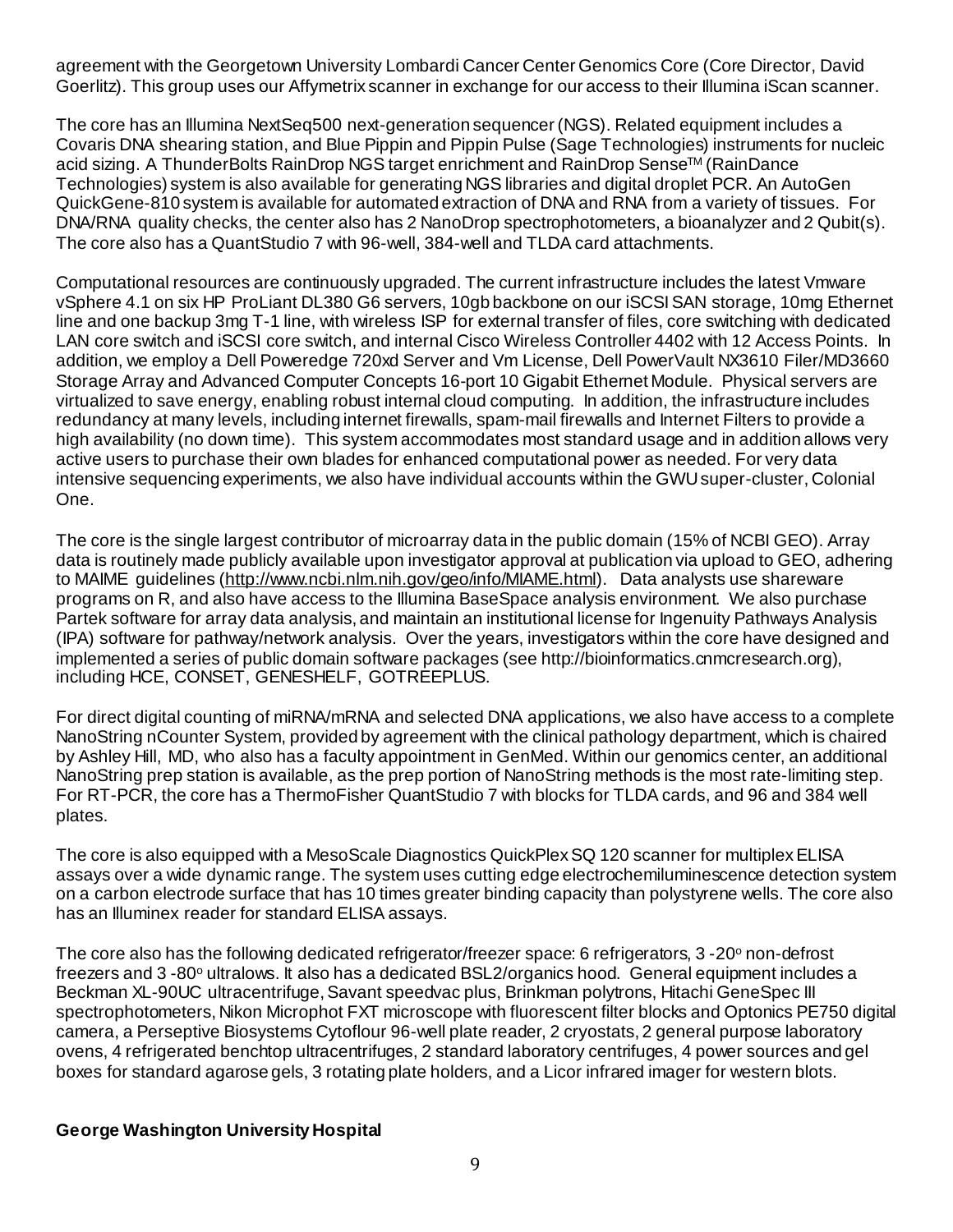agreement with the Georgetown University Lombardi Cancer Center Genomics Core (Core Director, David Goerlitz). This group uses our Affymetrix scanner in exchange for our access to their Illumina iScan scanner.

The core has an Illumina NextSeq500 next-generation sequencer (NGS). Related equipment includes a Covaris DNA shearing station, and Blue Pippin and Pippin Pulse (Sage Technologies) instruments for nucleic acid sizing. A ThunderBolts RainDrop NGS target enrichment and RainDrop Sense™ (RainDance Technologies) system is also available for generating NGS libraries and digital droplet PCR. An AutoGen QuickGene-810 system is available for automated extraction of DNA and RNA from a variety of tissues. For DNA/RNA quality checks, the center also has 2 NanoDrop spectrophotometers, a bioanalyzer and 2 Qubit(s). The core also has a QuantStudio 7 with 96-well, 384-well and TLDA card attachments.

Computational resources are continuously upgraded. The current infrastructure includes the latest Vmware vSphere 4.1 on six HP ProLiant DL380 G6 servers, 10gb backbone on our iSCSI SAN storage, 10mg Ethernet line and one backup 3mg T-1 line, with wireless ISP for external transfer of files, core switching with dedicated LAN core switch and iSCSI core switch, and internal Cisco Wireless Controller 4402 with 12 Access Points. In addition, we employ a Dell Poweredge 720xd Server and Vm License, Dell PowerVault NX3610 Filer/MD3660 Storage Array and Advanced Computer Concepts 16-port 10 Gigabit Ethernet Module. Physical servers are virtualized to save energy, enabling robust internal cloud computing. In addition, the infrastructure includes redundancy at many levels, including internet firewalls, spam-mail firewalls and Internet Filters to provide a high availability (no down time). This system accommodates most standard usage and in addition allows very active users to purchase their own blades for enhanced computational power as needed. For very data intensive sequencing experiments, we also have individual accounts within the GWU super-cluster, Colonial One.

The core is the single largest contributor of microarray data in the public domain (15% of NCBI GEO). Array data is routinely made publicly available upon investigator approval at publication via upload to GEO, adhering to MAIME guidelines (http://www.ncbi.nlm.nih.gov/geo/info/MIAME.html). Data analysts use shareware programs on R, and also have access to the Illumina BaseSpace analysis environment. We also purchase Partek software for array data analysis, and maintain an institutional license for Ingenuity Pathways Analysis (IPA) software for pathway/network analysis. Over the years, investigators within the core have designed and implemented a series of public domain software packages (see http://bioinformatics.cnmcresearch.org), including HCE, CONSET, GENESHELF, GOTREEPLUS.

For direct digital counting of miRNA/mRNA and selected DNA applications, we also have access to a complete NanoString nCounter System, provided by agreement with the clinical pathology department, which is chaired by Ashley Hill, MD, who also has a faculty appointment in GenMed. Within our genomics center, an additional NanoString prep station is available, as the prep portion of NanoString methods is the most rate-limiting step. For RT-PCR, the core has a ThermoFisher QuantStudio 7 with blocks for TLDA cards, and 96 and 384 well plates.

The core is also equipped with a MesoScale Diagnostics QuickPlex SQ 120 scanner for multiplex ELISA assays over a wide dynamic range. The system uses cutting edge electrochemiluminescence detection system on a carbon electrode surface that has 10 times greater binding capacity than polystyrene wells. The core also has an Illuminex reader for standard ELISA assays.

The core also has the following dedicated refrigerator/freezer space: 6 refrigerators, 3 -20° non-defrost freezers and 3 -80° ultralows. It also has a dedicated BSL2/organics hood. General equipment includes a Beckman XL-90UC ultracentrifuge, Savant speedvac plus, Brinkman polytrons, Hitachi GeneSpec III spectrophotometers, Nikon Microphot FXT microscope with fluorescent filter blocks and Optonics PE750 digital camera, a Perseptive Biosystems Cytoflour 96-well plate reader, 2 cryostats, 2 general purpose laboratory ovens, 4 refrigerated benchtop ultracentrifuges, 2 standard laboratory centrifuges, 4 power sources and gel boxes for standard agarose gels, 3 rotating plate holders, and a Licor infrared imager for western blots.

**George Washington University Hospital**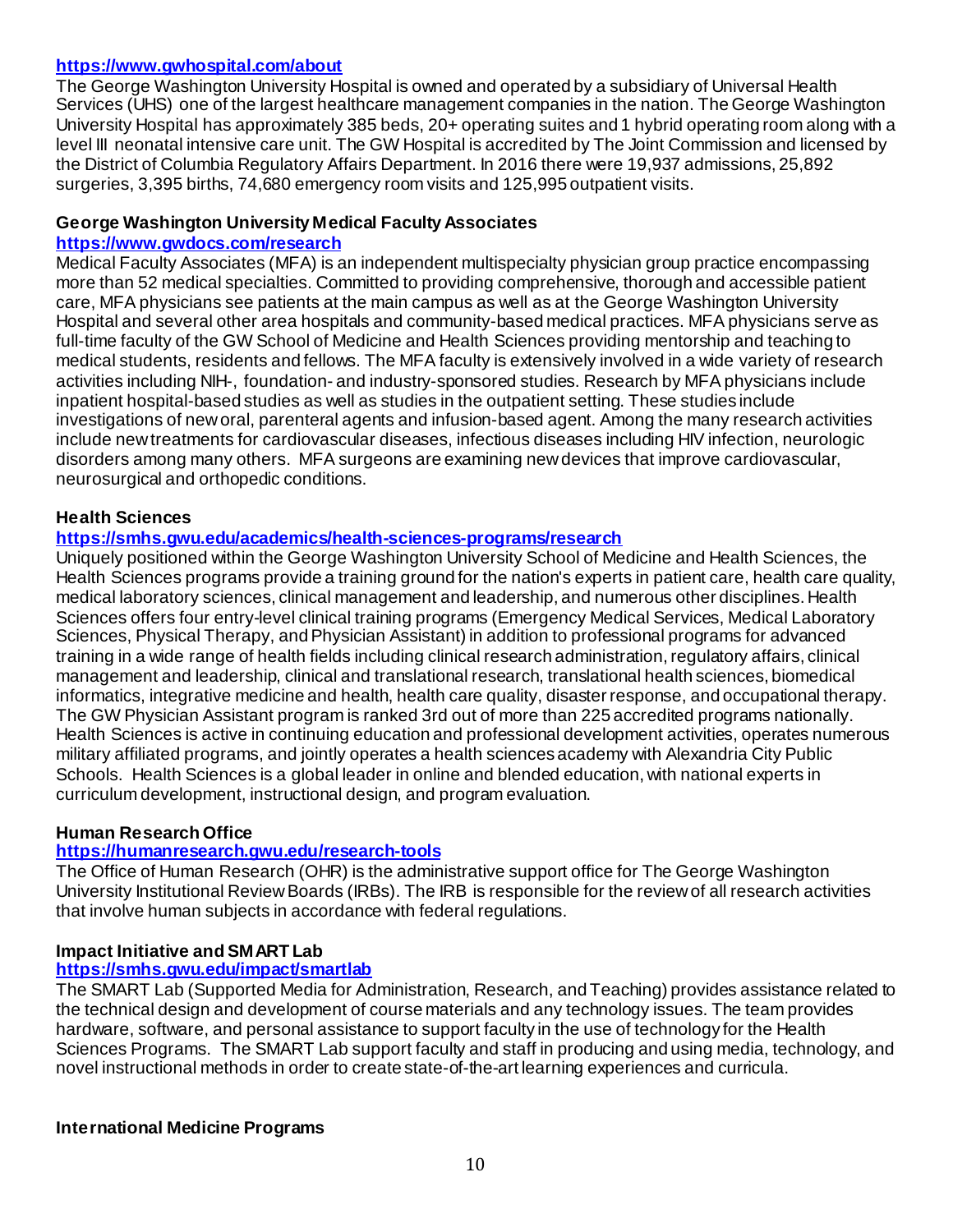**https://www.gwhospital.com/about**

The George Washington University Hospital is owned and operated by a subsidiary of Universal Health Services (UHS) one of the largest healthcare management companies in the nation. The George Washington University Hospital has approximately 385 beds, 20+ operating suites and 1 hybrid operating room along with a level III neonatal intensive care unit. The GW Hospital is accredited by The Joint Commission and licensed by the District of Columbia Regulatory Affairs Department. In 2016 there were 19,937 admissions, 25,892 surgeries, 3,395 births, 74,680 emergency room visits and 125,995 outpatient visits.

### George Washington University Medical Faculty Associates

**https://www.gwdocs.com/research**

Medical Faculty Associates (MFA) is an independent multispecialty physician group practice encompassing more than 52 medical specialties. Committed to providing comprehensive, thorough and accessible patient care, MFA physicians see patients at the main campus as well as at the George Washington University Hospital and several other area hospitals and community-based medical practices. MFA physicians serve as full-time faculty of the GW School of Medicine and Health Sciences providing mentorship and teaching to medical students, residents and fellows. The MFA faculty is extensively involved in a wide variety of research activities including NIH-, foundation- and industry-sponsored studies. Research by MFA physicians include inpatient hospital-based studies as well as studies in the outpatient setting. These studies include investigations of new oral, parenteral agents and infusion-based agent. Among the many research activities include new treatments for cardiovascular diseases, infectious diseases including HIV infection, neurologic disorders among many others. MFA surgeons are examining new devices that improve cardiovascular, neurosurgical and orthopedic conditions.

### Health Sciences

**https://smhs.gwu.edu/academics/health-sciences-programs/research**

Uniquely positioned within the George Washington University School of Medicine and Health Sciences, the Health Sciences programs provide a training ground for the nation's experts in patient care, health care quality, medical laboratory sciences, clinical management and leadership, and numerous other disciplines. Health Sciences offers four entry-level clinical training programs (Emergency Medical Services, Medical Laboratory Sciences, Physical Therapy, and Physician Assistant) in addition to professional programs for advanced training in a wide range of health fields including clinical research administration, regulatory affairs, clinical management and leadership, clinical and translational research, translational health sciences, biomedical informatics, integrative medicine and health, health care quality, disaster response, and occupational therapy. The GW Physician Assistant program is ranked 3rd out of more than 225 accredited programs nationally. Health Sciences is active in continuing education and professional development activities, operates numerous military affiliated programs, and jointly operates a health sciences academy with Alexandria City Public Schools. Health Sciences is a global leader in online and blended education, with national experts in curriculum development, instructional design, and program evaluation.

### Human Research Office

**https://humanresearch.gwu.edu/research-tools**

The Office of Human Research (OHR) is the administrative support office for The George Washington University Institutional Review Boards (IRBs). The IRB is responsible for the review of all research activities that involve human subjects in accordance with federal regulations.

### Impact Initiative and SMART Lab

**https://smhs.gwu.edu/impact/smartlab**

The SMART Lab (Supported Media for Administration, Research, and Teaching) provides assistance related to the technical design and development of course materials and any technology issues. The team provides hardware, software, and personal assistance to support faculty in the use of technology for the Health Sciences Programs. The SMART Lab support faculty and staff in producing and using media, technology, and novel instructional methods in order to create state-of-the-art learning experiences and curricula.

### International Medicine Programs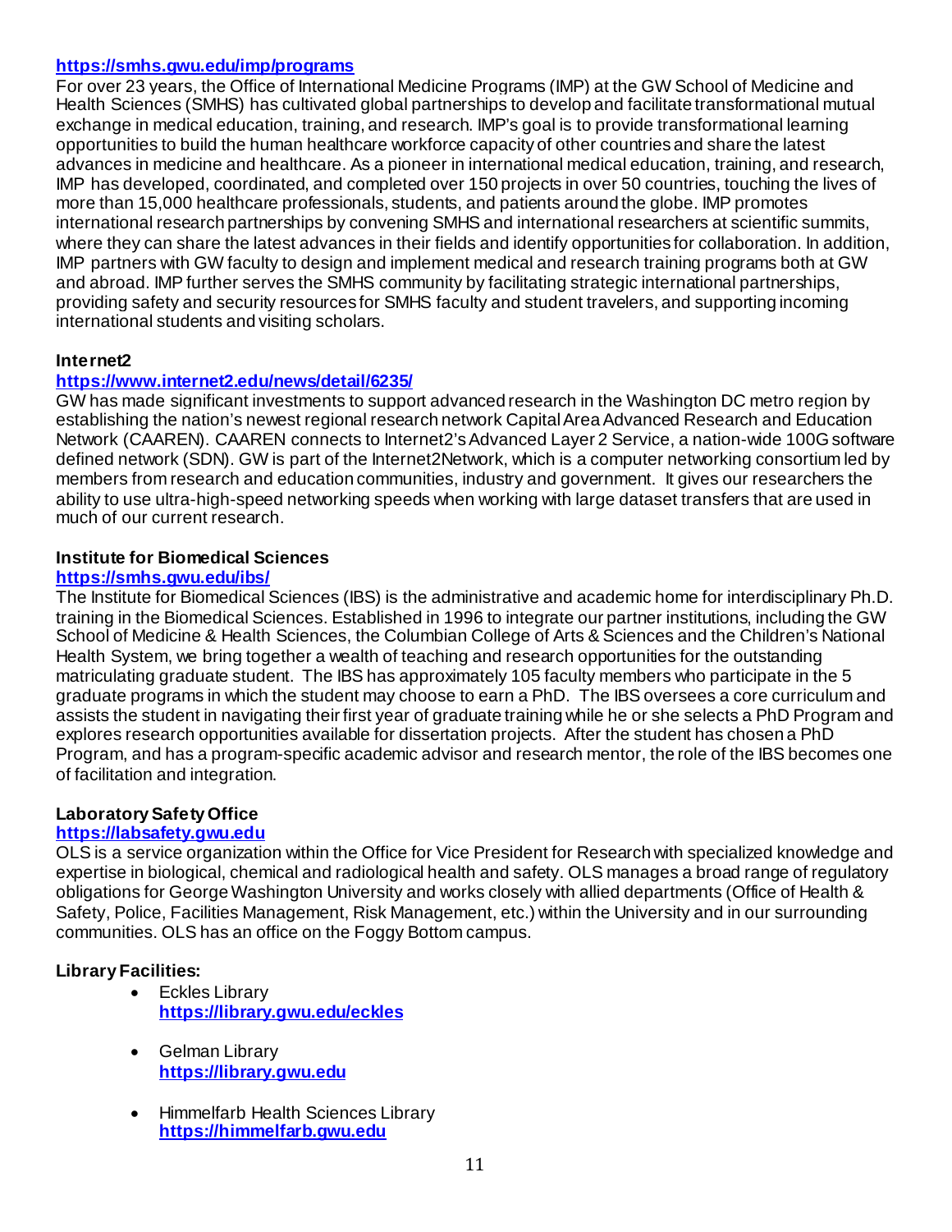**https://smhs.gwu.edu/imp/programs**

For over 23 years, the Office of International Medicine Programs (IMP) at the GW School of Medicine and Health Sciences (SMHS) has cultivated global partnerships to develop and facilitate transformational mutual exchange in medical education, training, and research. IMP's goal is to provide transformational learning opportunities to build the human healthcare workforce capacity of other countries and share the latest advances in medicine and healthcare. As a pioneer in international medical education, training, and research, IMP has developed, coordinated, and completed over 150 projects in over 50 countries, touching the lives of more than 15,000 healthcare professionals, students, and patients around the globe. IMP promotes international research partnerships by convening SMHS and international researchers at scientific summits, where they can share the latest advances in their fields and identify opportunities for collaboration. In addition, IMP partners with GW faculty to design and implement medical and research training programs both at GW and abroad. IMP further serves the SMHS community by facilitating strategic international partnerships, providing safety and security resources for SMHS faculty and student travelers, and supporting incoming international students and visiting scholars.

**Internet2**

**https://www.internet2.edu/news/detail/6235/**

GW has made significant investments to support advanced research in the Washington DC metro region by establishing the nation's newest regional research network Capital Area Advanced Research and Education Network (CAAREN). CAAREN connects to Internet2's Advanced Layer 2 Service, a nation-wide 100G software defined network (SDN). GW is part of the Internet2Network, which is a computer networking consortium led by members from research and education communities, industry and government. It gives our researchers the ability to use ultra-high-speed networking speeds when working with large dataset transfers that are used in much of our current research.

**Institute for Biomedical Sciences**

**https://smhs.gwu.edu/ibs/**

The Institute for Biomedical Sciences (IBS) is the administrative and academic home for interdisciplinary Ph.D. training in the Biomedical Sciences. Established in 1996 to integrate our partner institutions, including the GW School of Medicine & Health Sciences, the Columbian College of Arts & Sciences and the Children's National Health System, we bring together a wealth of teaching and research opportunities for the outstanding matriculating graduate student. The IBS has approximately 105 faculty members who participate in the 5 graduate programs in which the student may choose to earn a PhD. The IBS oversees a core curriculum and assists the student in navigating their first year of graduate training while he or she selects a PhD Program and explores research opportunities available for dissertation projects. After the student has chosen a PhD Program, and has a program-specific academic advisor and research mentor, the role of the IBS becomes one of facilitation and integration.

**Laboratory Safety Office**

**https://labsafety.gwu.edu**

OLS is a service organization within the Office for Vice President for Research with specialized knowledge and expertise in biological, chemical and radiological health and safety. OLS manages a broad range of regulatory obligations for George Washington University and works closely with allied departments (Office of Health & Safety, Police, Facilities Management, Risk Management, etc.) within the University and in our surrounding communities. OLS has an office on the Foggy Bottom campus.

**Library Facilities:**

- Eckles Library
  **https://library.gwu.edu/eckles**
- Gelman Library
  **https://library.gwu.edu**
- Himmelfarb Health Sciences Library
  **https://himmelfarb.gwu.edu**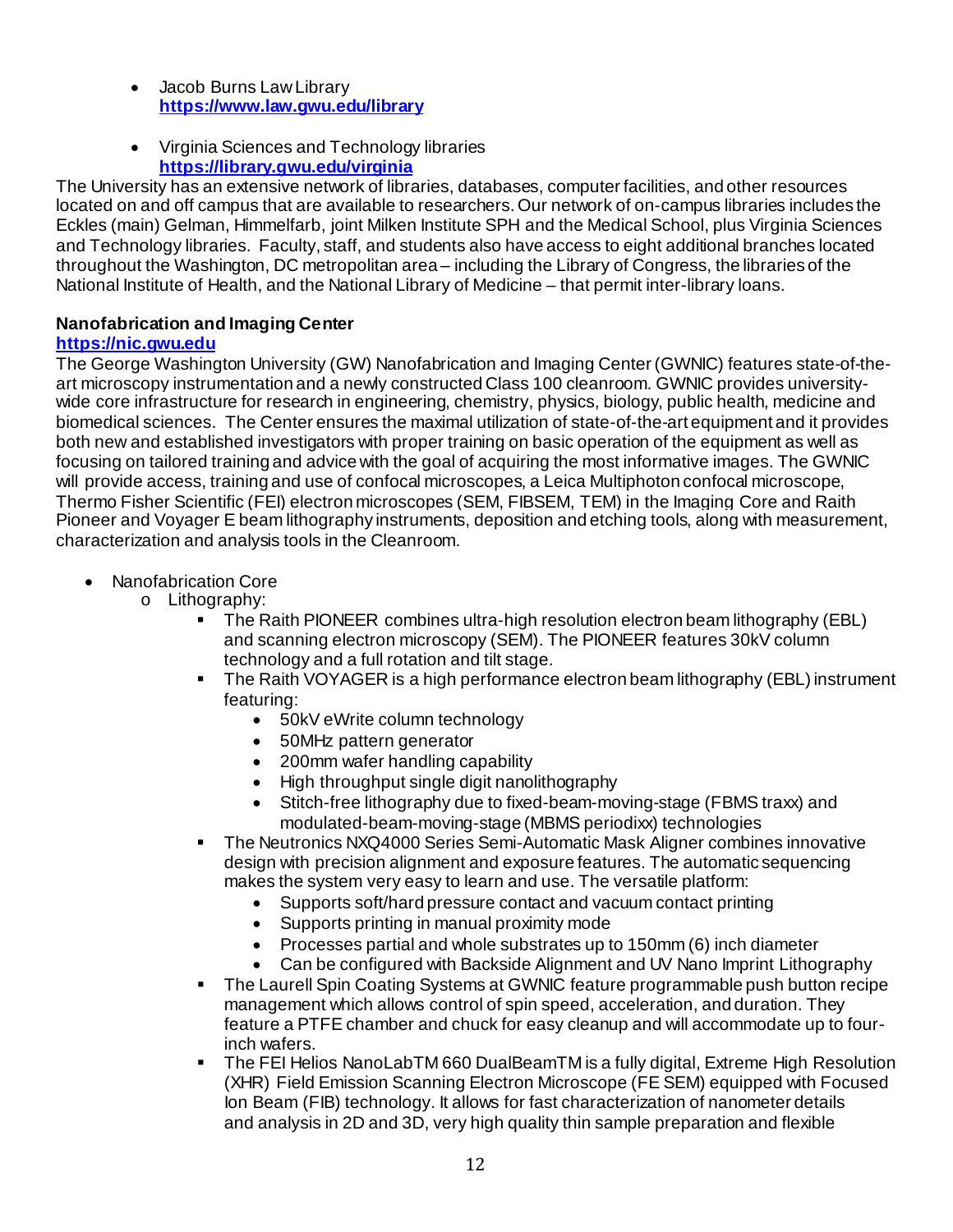- Jacob Burns Law Library
  **https://www.law.gwu.edu/library**

- Virginia Sciences and Technology libraries
  **https://library.gwu.edu/virginia**

The University has an extensive network of libraries, databases, computer facilities, and other resources located on and off campus that are available to researchers. Our network of on-campus libraries includes the Eckles (main) Gelman, Himmelfarb, joint Milken Institute SPH and the Medical School, plus Virginia Sciences and Technology libraries. Faculty, staff, and students also have access to eight additional branches located throughout the Washington, DC metropolitan area – including the Library of Congress, the libraries of the National Institute of Health, and the National Library of Medicine – that permit inter-library loans.

**Nanofabrication and Imaging Center**
**https://nic.gwu.edu**
The George Washington University (GW) Nanofabrication and Imaging Center (GWNIC) features state-of-the-art microscopy instrumentation and a newly constructed Class 100 cleanroom. GWNIC provides university-wide core infrastructure for research in engineering, chemistry, physics, biology, public health, medicine and biomedical sciences. The Center ensures the maximal utilization of state-of-the-art equipment and it provides both new and established investigators with proper training on basic operation of the equipment as well as focusing on tailored training and advice with the goal of acquiring the most informative images. The GWNIC will provide access, training and use of confocal microscopes, a Leica Multiphoton confocal microscope, Thermo Fisher Scientific (FEI) electron microscopes (SEM, FIBSEM, TEM) in the Imaging Core and Raith Pioneer and Voyager E beam lithography instruments, deposition and etching tools, along with measurement, characterization and analysis tools in the Cleanroom.

- Nanofabrication Core
  - Lithography:
    - The Raith PIONEER combines ultra-high resolution electron beam lithography (EBL) and scanning electron microscopy (SEM). The PIONEER features 30kV column technology and a full rotation and tilt stage.
    - The Raith VOYAGER is a high performance electron beam lithography (EBL) instrument featuring:
      - 50kV eWrite column technology
      - 50MHz pattern generator
      - 200mm wafer handling capability
      - High throughput single digit nanolithography
      - Stitch-free lithography due to fixed-beam-moving-stage (FBMS traxx) and modulated-beam-moving-stage (MBMS periodixx) technologies
    - The Neutronics NXQ4000 Series Semi-Automatic Mask Aligner combines innovative design with precision alignment and exposure features. The automatic sequencing makes the system very easy to learn and use. The versatile platform:
      - Supports soft/hard pressure contact and vacuum contact printing
      - Supports printing in manual proximity mode
      - Processes partial and whole substrates up to 150mm (6) inch diameter
      - Can be configured with Backside Alignment and UV Nano Imprint Lithography
    - The Laurell Spin Coating Systems at GWNIC feature programmable push button recipe management which allows control of spin speed, acceleration, and duration. They feature a PTFE chamber and chuck for easy cleanup and will accommodate up to four-inch wafers.
    - The FEI Helios NanoLabTM 660 DualBeamTM is a fully digital, Extreme High Resolution (XHR) Field Emission Scanning Electron Microscope (FE SEM) equipped with Focused Ion Beam (FIB) technology. It allows for fast characterization of nanometer details and analysis in 2D and 3D, very high quality thin sample preparation and flexible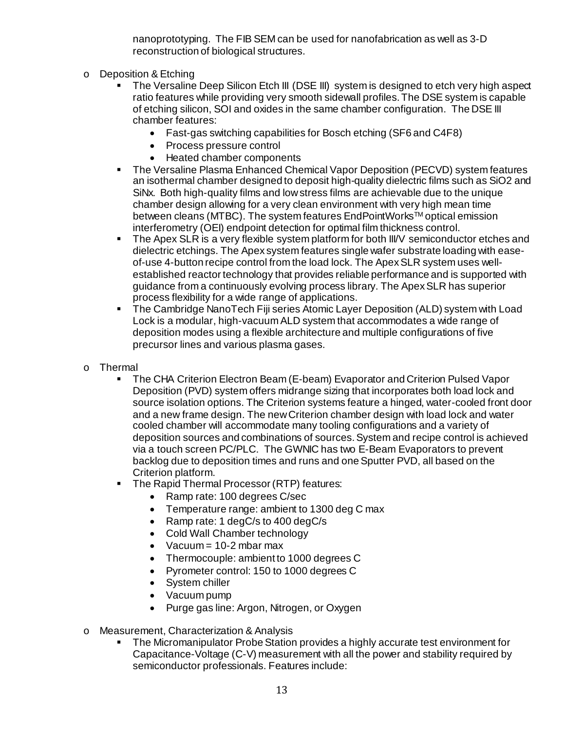nanoprototyping. The FIB SEM can be used for nanofabrication as well as 3-D reconstruction of biological structures.

- Deposition & Etching
  - The Versaline Deep Silicon Etch III (DSE III) system is designed to etch very high aspect ratio features while providing very smooth sidewall profiles. The DSE system is capable of etching silicon, SOI and oxides in the same chamber configuration. The DSE III chamber features:
    - Fast-gas switching capabilities for Bosch etching ($SF_6$ and $C_4F_8$)
    - Process pressure control
    - Heated chamber components
  - The Versaline Plasma Enhanced Chemical Vapor Deposition (PECVD) system features an isothermal chamber designed to deposit high-quality dielectric films such as $SiO_2$ and $SiN_x$. Both high-quality films and low stress films are achievable due to the unique chamber design allowing for a very clean environment with very high mean time between cleans (MTBC). The system features EndPointWorks™ optical emission interferometry (OEI) endpoint detection for optimal film thickness control.
  - The Apex SLR is a very flexible system platform for both III/V semiconductor etches and dielectric etchings. The Apex system features single wafer substrate loading with ease-of-use 4-button recipe control from the load lock. The Apex SLR system uses well-established reactor technology that provides reliable performance and is supported with guidance from a continuously evolving process library. The Apex SLR has superior process flexibility for a wide range of applications.
  - The Cambridge NanoTech Fiji series Atomic Layer Deposition (ALD) system with Load Lock is a modular, high-vacuum ALD system that accommodates a wide range of deposition modes using a flexible architecture and multiple configurations of five precursor lines and various plasma gases.

- Thermal
  - The CHA Criterion Electron Beam (E-beam) Evaporator and Criterion Pulsed Vapor Deposition (PVD) system offers midrange sizing that incorporates both load lock and source isolation options. The Criterion systems feature a hinged, water-cooled front door and a new frame design. The new Criterion chamber design with load lock and water cooled chamber will accommodate many tooling configurations and a variety of deposition sources and combinations of sources. System and recipe control is achieved via a touch screen PC/PLC. The GWNIC has two E-Beam Evaporators to prevent backlog due to deposition times and runs and one Sputter PVD, all based on the Criterion platform.
  - The Rapid Thermal Processor (RTP) features:
    - Ramp rate: 100 degrees C/sec
    - Temperature range: ambient to 1300 deg C max
    - Ramp rate: 1 degC/s to 400 degC/s
    - Cold Wall Chamber technology
    - Vacuum = $10^{-2}$ mbar max
    - Thermocouple: ambient to 1000 degrees C
    - Pyrometer control: 150 to 1000 degrees C
    - System chiller
    - Vacuum pump
    - Purge gas line: Argon, Nitrogen, or Oxygen

- Measurement, Characterization & Analysis
  - The Micromanipulator Probe Station provides a highly accurate test environment for Capacitance-Voltage (C-V) measurement with all the power and stability required by semiconductor professionals. Features include: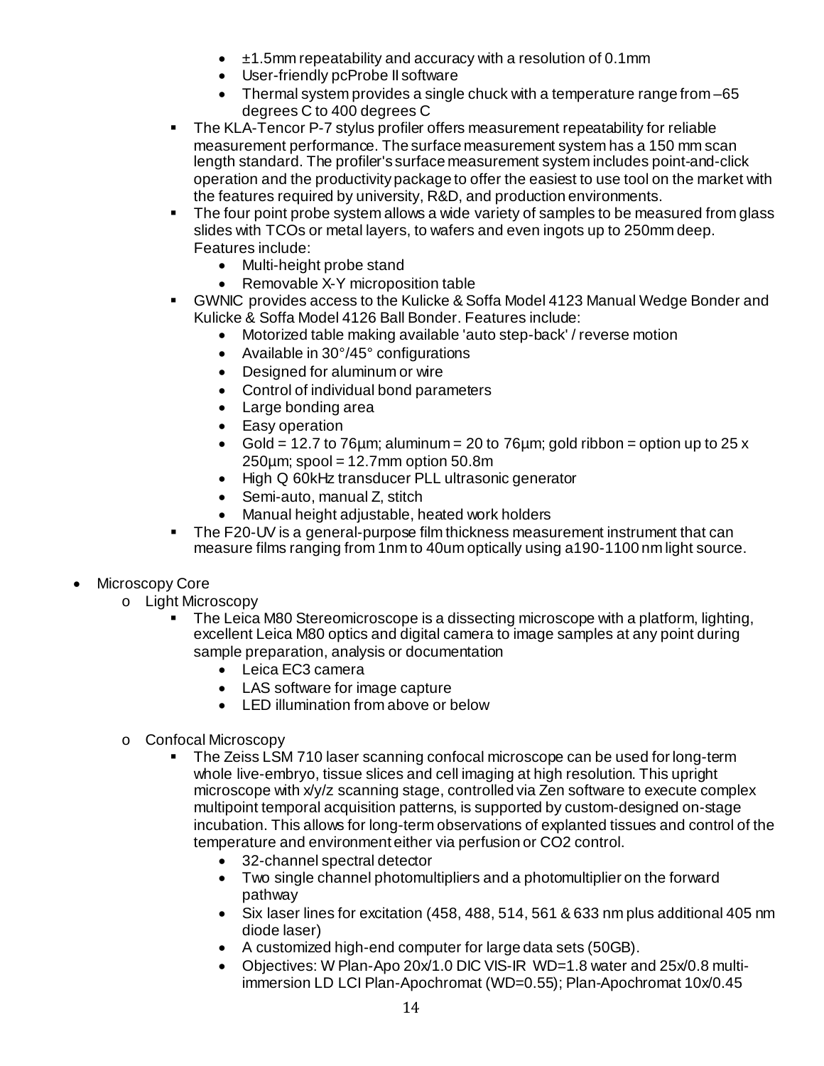- ±1.5mm repeatability and accuracy with a resolution of 0.1mm
- User-friendly pcProbe II software
- Thermal system provides a single chuck with a temperature range from –65 degrees C to 400 degrees C

- The KLA-Tencor P-7 stylus profiler offers measurement repeatability for reliable measurement performance. The surface measurement system has a 150 mm scan length standard. The profiler's surface measurement system includes point-and-click operation and the productivity package to offer the easiest to use tool on the market with the features required by university, R&D, and production environments.
- The four point probe system allows a wide variety of samples to be measured from glass slides with TCOs or metal layers, to wafers and even ingots up to 250mm deep. Features include:
  - Multi-height probe stand
  - Removable X-Y microposition table
- GWNIC provides access to the Kulicke & Soffa Model 4123 Manual Wedge Bonder and Kulicke & Soffa Model 4126 Ball Bonder. Features include:
  - Motorized table making available 'auto step-back' / reverse motion
  - Available in 30°/45° configurations
  - Designed for aluminum or wire
  - Control of individual bond parameters
  - Large bonding area
  - Easy operation
  - Gold = 12.7 to 76µm; aluminum = 20 to 76µm; gold ribbon = option up to 25 x 250µm; spool = 12.7mm option 50.8m
  - High Q 60kHz transducer PLL ultrasonic generator
  - Semi-auto, manual Z, stitch
  - Manual height adjustable, heated work holders
- The F20-UV is a general-purpose film thickness measurement instrument that can measure films ranging from 1nm to 40um optically using a190-1100 nm light source.

- Microscopy Core
  - Light Microscopy
    - The Leica M80 Stereomicroscope is a dissecting microscope with a platform, lighting, excellent Leica M80 optics and digital camera to image samples at any point during sample preparation, analysis or documentation
      - Leica EC3 camera
      - LAS software for image capture
      - LED illumination from above or below
  - Confocal Microscopy
    - The Zeiss LSM 710 laser scanning confocal microscope can be used for long-term whole live-embryo, tissue slices and cell imaging at high resolution. This upright microscope with x/y/z scanning stage, controlled via Zen software to execute complex multipoint temporal acquisition patterns, is supported by custom-designed on-stage incubation. This allows for long-term observations of explanted tissues and control of the temperature and environment either via perfusion or $CO_2$ control.
      - 32-channel spectral detector
      - Two single channel photomultipliers and a photomultiplier on the forward pathway
      - Six laser lines for excitation (458, 488, 514, 561 & 633 nm plus additional 405 nm diode laser)
      - A customized high-end computer for large data sets (50GB).
      - Objectives: W Plan-Apo 20x/1.0 DIC VIS-IR WD=1.8 water and 25x/0.8 multi-immersion LD LCI Plan-Apochromat (WD=0.55); Plan-Apochromat 10x/0.45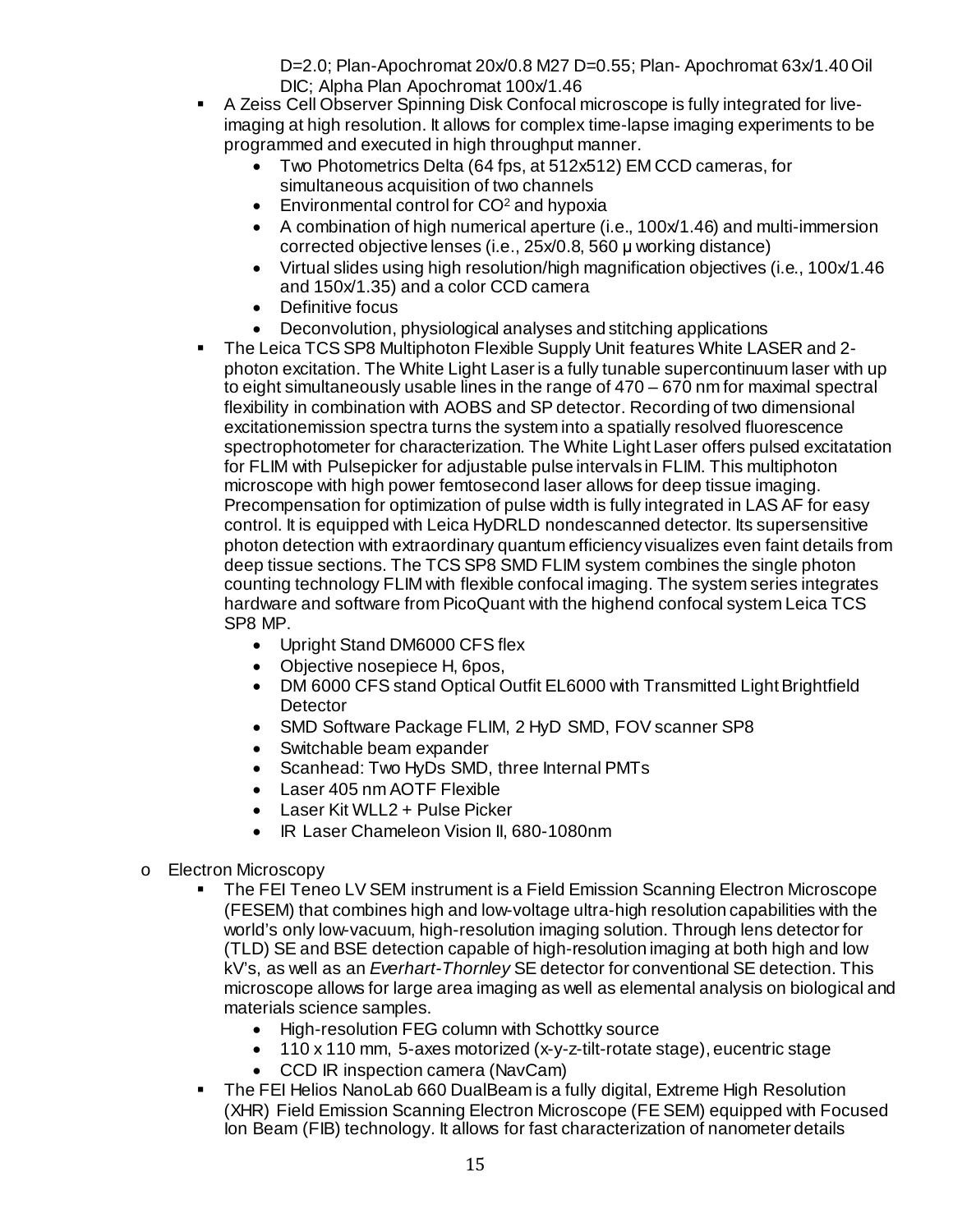D=2.0; Plan-Apochromat 20x/0.8 M27 D=0.55; Plan- Apochromat 63x/1.40 Oil DIC; Alpha Plan Apochromat 100x/1.46

- A Zeiss Cell Observer Spinning Disk Confocal microscope is fully integrated for live-imaging at high resolution. It allows for complex time-lapse imaging experiments to be programmed and executed in high throughput manner.
  - Two Photometrics Delta (64 fps, at 512x512) EM CCD cameras, for simultaneous acquisition of two channels
  - Environmental control for $CO^2$ and hypoxia
  - A combination of high numerical aperture (i.e., 100x/1.46) and multi-immersion corrected objective lenses (i.e., 25x/0.8, 560 µ working distance)
  - Virtual slides using high resolution/high magnification objectives (i.e., 100x/1.46 and 150x/1.35) and a color CCD camera
  - Definitive focus
  - Deconvolution, physiological analyses and stitching applications
- The Leica TCS SP8 Multiphoton Flexible Supply Unit features White LASER and 2-photon excitation. The White Light Laser is a fully tunable supercontinuum laser with up to eight simultaneously usable lines in the range of 470 – 670 nm for maximal spectral flexibility in combination with AOBS and SP detector. Recording of two dimensional excitationemission spectra turns the system into a spatially resolved fluorescence spectrophotometer for characterization. The White Light Laser offers pulsed excitatation for FLIM with Pulsepicker for adjustable pulse intervals in FLIM. This multiphoton microscope with high power femtosecond laser allows for deep tissue imaging. Precompensation for optimization of pulse width is fully integrated in LAS AF for easy control. It is equipped with Leica HyDRLD nondescanned detector. Its supersensitive photon detection with extraordinary quantum efficiency visualizes even faint details from deep tissue sections. The TCS SP8 SMD FLIM system combines the single photon counting technology FLIM with flexible confocal imaging. The system series integrates hardware and software from PicoQuant with the highend confocal system Leica TCS SP8 MP.
  - Upright Stand DM6000 CFS flex
  - Objective nosepiece H, 6pos,
  - DM 6000 CFS stand Optical Outfit EL6000 with Transmitted Light Brightfield Detector
  - SMD Software Package FLIM, 2 HyD SMD, FOV scanner SP8
  - Switchable beam expander
  - Scanhead: Two HyDs SMD, three Internal PMTs
  - Laser 405 nm AOTF Flexible
  - Laser Kit WLL2 + Pulse Picker
  - IR Laser Chameleon Vision II, 680-1080nm

- Electron Microscopy
  - The FEI Teneo LV SEM instrument is a Field Emission Scanning Electron Microscope (FESEM) that combines high and low-voltage ultra-high resolution capabilities with the world's only low-vacuum, high-resolution imaging solution. Through lens detector for (TLD) SE and BSE detection capable of high-resolution imaging at both high and low kV's, as well as an *Everhart-Thornley* SE detector for conventional SE detection. This microscope allows for large area imaging as well as elemental analysis on biological and materials science samples.
    - High-resolution FEG column with Schottky source
    - 110 x 110 mm, 5-axes motorized (x-y-z-tilt-rotate stage), eucentric stage
    - CCD IR inspection camera (NavCam)
  - The FEI Helios NanoLab 660 DualBeam is a fully digital, Extreme High Resolution (XHR) Field Emission Scanning Electron Microscope (FE SEM) equipped with Focused Ion Beam (FIB) technology. It allows for fast characterization of nanometer details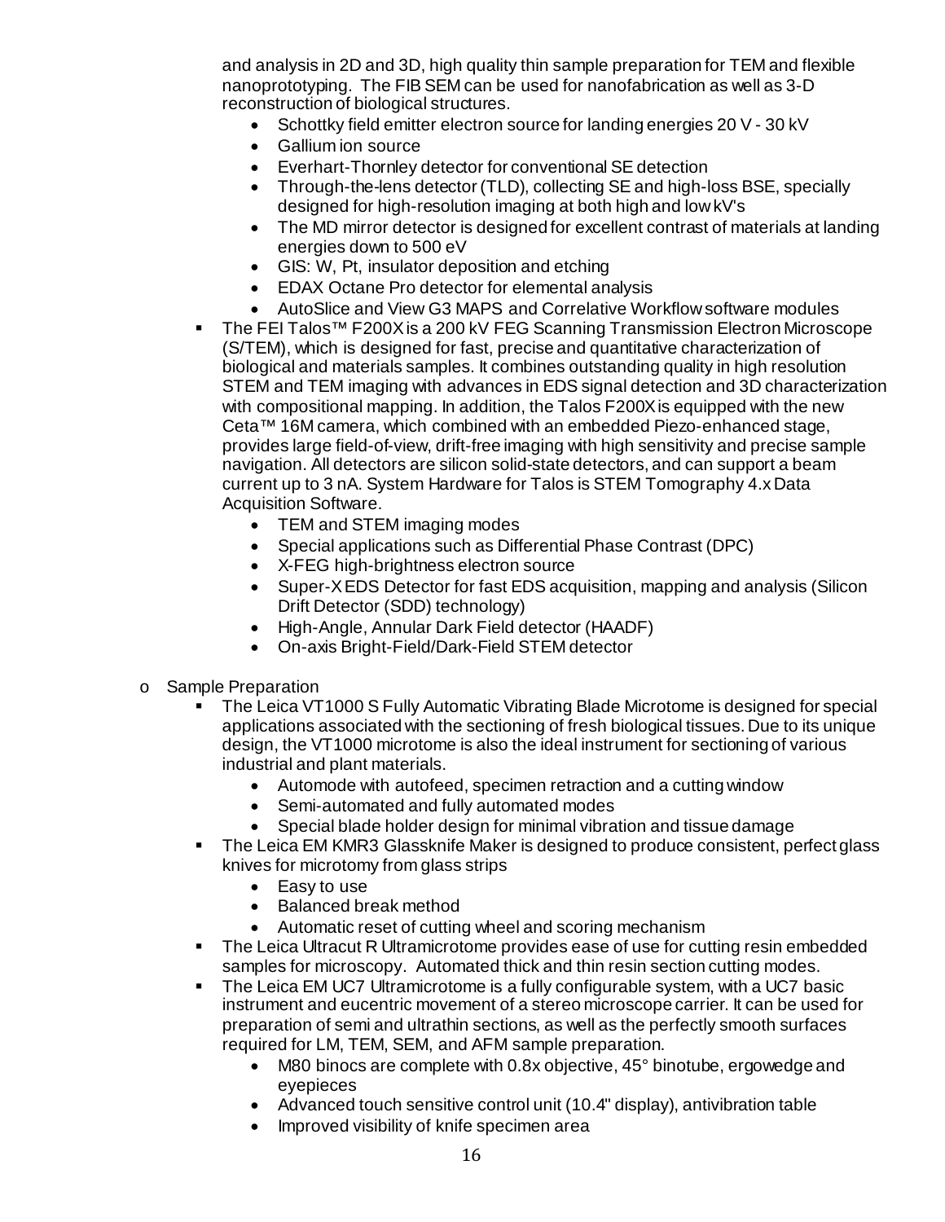and analysis in 2D and 3D, high quality thin sample preparation for TEM and flexible nanoprototyping. The FIB SEM can be used for nanofabrication as well as 3-D reconstruction of biological structures.

- Schottky field emitter electron source for landing energies 20 V - 30 kV
- Gallium ion source
- Everhart-Thornley detector for conventional SE detection
- Through-the-lens detector (TLD), collecting SE and high-loss BSE, specially designed for high-resolution imaging at both high and low kV's
- The MD mirror detector is designed for excellent contrast of materials at landing energies down to 500 eV
- GIS: W, Pt, insulator deposition and etching
- EDAX Octane Pro detector for elemental analysis
- AutoSlice and View G3 MAPS and Correlative Workflow software modules

- The FEI Talos™ F200X is a 200 kV FEG Scanning Transmission Electron Microscope (S/TEM), which is designed for fast, precise and quantitative characterization of biological and materials samples. It combines outstanding quality in high resolution STEM and TEM imaging with advances in EDS signal detection and 3D characterization with compositional mapping. In addition, the Talos F200X is equipped with the new Ceta™ 16M camera, which combined with an embedded Piezo-enhanced stage, provides large field-of-view, drift-free imaging with high sensitivity and precise sample navigation. All detectors are silicon solid-state detectors, and can support a beam current up to 3 nA. System Hardware for Talos is STEM Tomography 4.x Data Acquisition Software.
  - TEM and STEM imaging modes
  - Special applications such as Differential Phase Contrast (DPC)
  - X-FEG high-brightness electron source
  - Super-X EDS Detector for fast EDS acquisition, mapping and analysis (Silicon Drift Detector (SDD) technology)
  - High-Angle, Annular Dark Field detector (HAADF)
  - On-axis Bright-Field/Dark-Field STEM detector

- Sample Preparation
  - The Leica VT1000 S Fully Automatic Vibrating Blade Microtome is designed for special applications associated with the sectioning of fresh biological tissues. Due to its unique design, the VT1000 microtome is also the ideal instrument for sectioning of various industrial and plant materials.
    - Automode with autofeed, specimen retraction and a cutting window
    - Semi-automated and fully automated modes
    - Special blade holder design for minimal vibration and tissue damage
  - The Leica EM KMR3 Glassknife Maker is designed to produce consistent, perfect glass knives for microtomy from glass strips
    - Easy to use
    - Balanced break method
    - Automatic reset of cutting wheel and scoring mechanism
  - The Leica Ultracut R Ultramicrotome provides ease of use for cutting resin embedded samples for microscopy. Automated thick and thin resin section cutting modes.
  - The Leica EM UC7 Ultramicrotome is a fully configurable system, with a UC7 basic instrument and eucentric movement of a stereo microscope carrier. It can be used for preparation of semi and ultrathin sections, as well as the perfectly smooth surfaces required for LM, TEM, SEM, and AFM sample preparation.
    - M80 binocs are complete with 0.8x objective, 45° binotube, ergowedge and eyepieces
    - Advanced touch sensitive control unit (10.4" display), antivibration table
    - Improved visibility of knife specimen area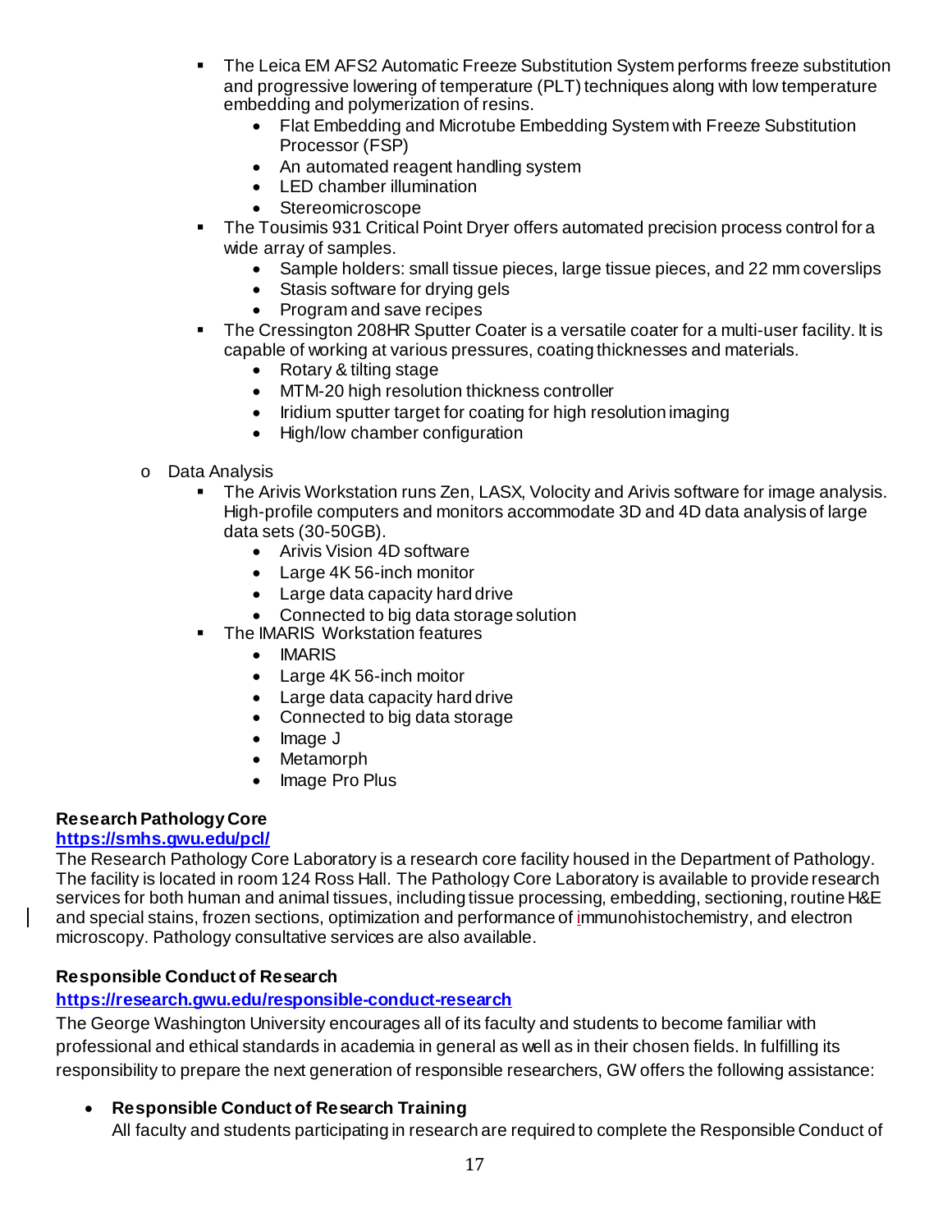- The Leica EM AFS2 Automatic Freeze Substitution System performs freeze substitution and progressive lowering of temperature (PLT) techniques along with low temperature embedding and polymerization of resins.
  - Flat Embedding and Microtube Embedding System with Freeze Substitution Processor (FSP)
  - An automated reagent handling system
  - LED chamber illumination
  - Stereomicroscope
- The Tousimis 931 Critical Point Dryer offers automated precision process control for a wide array of samples.
  - Sample holders: small tissue pieces, large tissue pieces, and 22 mm coverslips
  - Stasis software for drying gels
  - Program and save recipes
- The Cressington 208HR Sputter Coater is a versatile coater for a multi-user facility. It is capable of working at various pressures, coating thicknesses and materials.
  - Rotary & tilting stage
  - MTM-20 high resolution thickness controller
  - Iridium sputter target for coating for high resolution imaging
  - High/low chamber configuration

- Data Analysis
  - The Arivis Workstation runs Zen, LASX, Volocity and Arivis software for image analysis. High-profile computers and monitors accommodate 3D and 4D data analysis of large data sets (30-50GB).
    - Arivis Vision 4D software
    - Large 4K 56-inch monitor
    - Large data capacity hard drive
    - Connected to big data storage solution
  - The IMARIS Workstation features
    - IMARIS
    - Large 4K 56-inch moitor
    - Large data capacity hard drive
    - Connected to big data storage
    - Image J
    - Metamorph
    - Image Pro Plus

**Research Pathology Core**
**https://smhs.gwu.edu/pcl/**
The Research Pathology Core Laboratory is a research core facility housed in the Department of Pathology. The facility is located in room 124 Ross Hall. The Pathology Core Laboratory is available to provide research services for both human and animal tissues, including tissue processing, embedding, sectioning, routine H&E and special stains, frozen sections, optimization and performance of immunohistochemistry, and electron microscopy. Pathology consultative services are also available.

**Responsible Conduct of Research**
**https://research.gwu.edu/responsible-conduct-research**
The George Washington University encourages all of its faculty and students to become familiar with professional and ethical standards in academia in general as well as in their chosen fields. In fulfilling its responsibility to prepare the next generation of responsible researchers, GW offers the following assistance:

- **Responsible Conduct of Research Training**
  All faculty and students participating in research are required to complete the Responsible Conduct of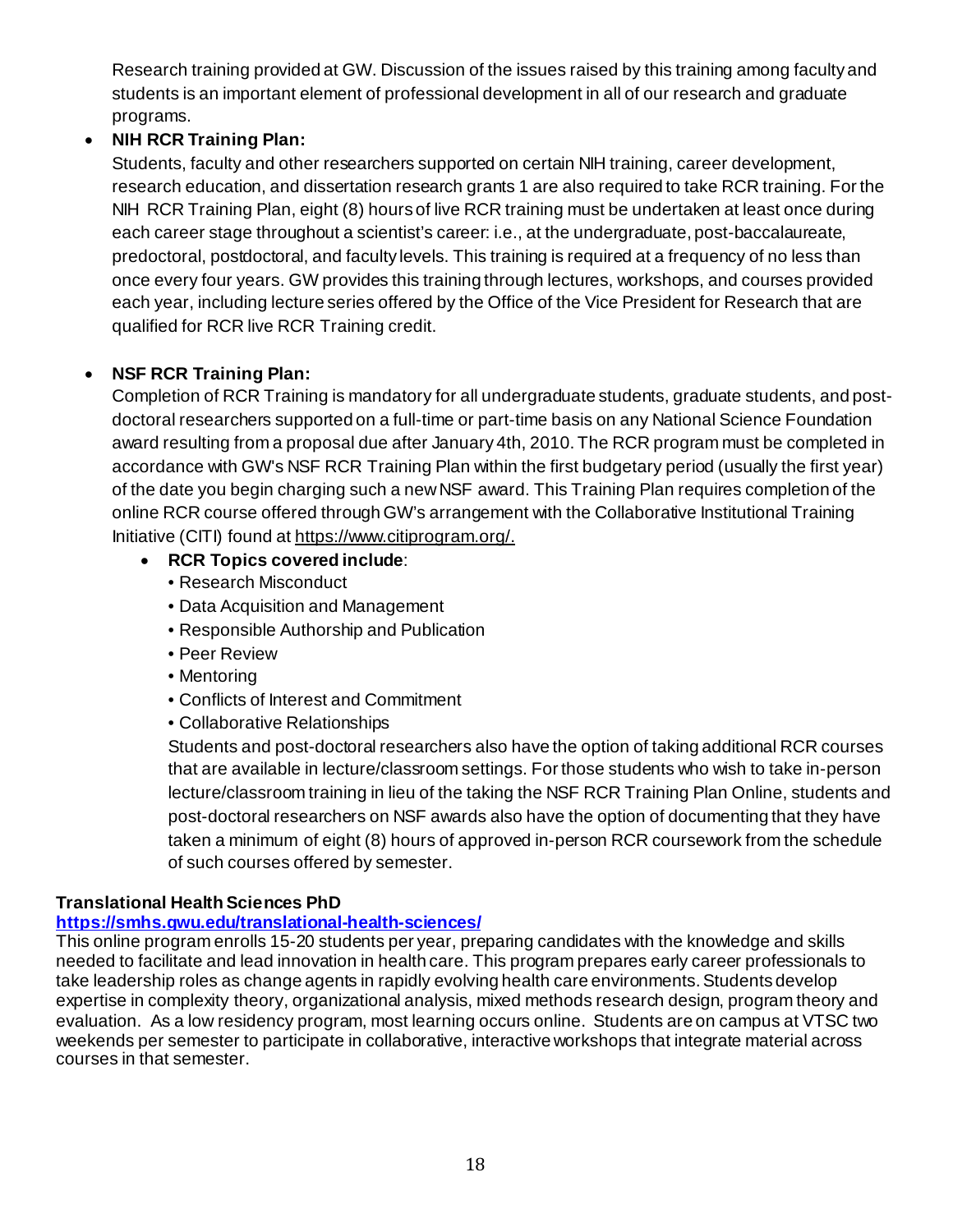Research training provided at GW. Discussion of the issues raised by this training among faculty and students is an important element of professional development in all of our research and graduate programs.

- **NIH RCR Training Plan:**
  Students, faculty and other researchers supported on certain NIH training, career development, research education, and dissertation research grants 1 are also required to take RCR training. For the NIH RCR Training Plan, eight (8) hours of live RCR training must be undertaken at least once during each career stage throughout a scientist's career: i.e., at the undergraduate, post-baccalaureate, predoctoral, postdoctoral, and faculty levels. This training is required at a frequency of no less than once every four years. GW provides this training through lectures, workshops, and courses provided each year, including lecture series offered by the Office of the Vice President for Research that are qualified for RCR live RCR Training credit.

- **NSF RCR Training Plan:**
  Completion of RCR Training is mandatory for all undergraduate students, graduate students, and post-doctoral researchers supported on a full-time or part-time basis on any National Science Foundation award resulting from a proposal due after January 4th, 2010. The RCR program must be completed in accordance with GW's NSF RCR Training Plan within the first budgetary period (usually the first year) of the date you begin charging such a new NSF award. This Training Plan requires completion of the online RCR course offered through GW's arrangement with the Collaborative Institutional Training Initiative (CITI) found at https://www.citiprogram.org/.
  - **RCR Topics covered include**:
    - Research Misconduct
    - Data Acquisition and Management
    - Responsible Authorship and Publication
    - Peer Review
    - Mentoring
    - Conflicts of Interest and Commitment
    - Collaborative Relationships

    Students and post-doctoral researchers also have the option of taking additional RCR courses that are available in lecture/classroom settings. For those students who wish to take in-person lecture/classroom training in lieu of the taking the NSF RCR Training Plan Online, students and post-doctoral researchers on NSF awards also have the option of documenting that they have taken a minimum of eight (8) hours of approved in-person RCR coursework from the schedule of such courses offered by semester.

**Translational Health Sciences PhD**
**https://smhs.gwu.edu/translational-health-sciences/**
This online program enrolls 15-20 students per year, preparing candidates with the knowledge and skills needed to facilitate and lead innovation in health care. This program prepares early career professionals to take leadership roles as change agents in rapidly evolving health care environments. Students develop expertise in complexity theory, organizational analysis, mixed methods research design, program theory and evaluation. As a low residency program, most learning occurs online. Students are on campus at VTSC two weekends per semester to participate in collaborative, interactive workshops that integrate material across courses in that semester.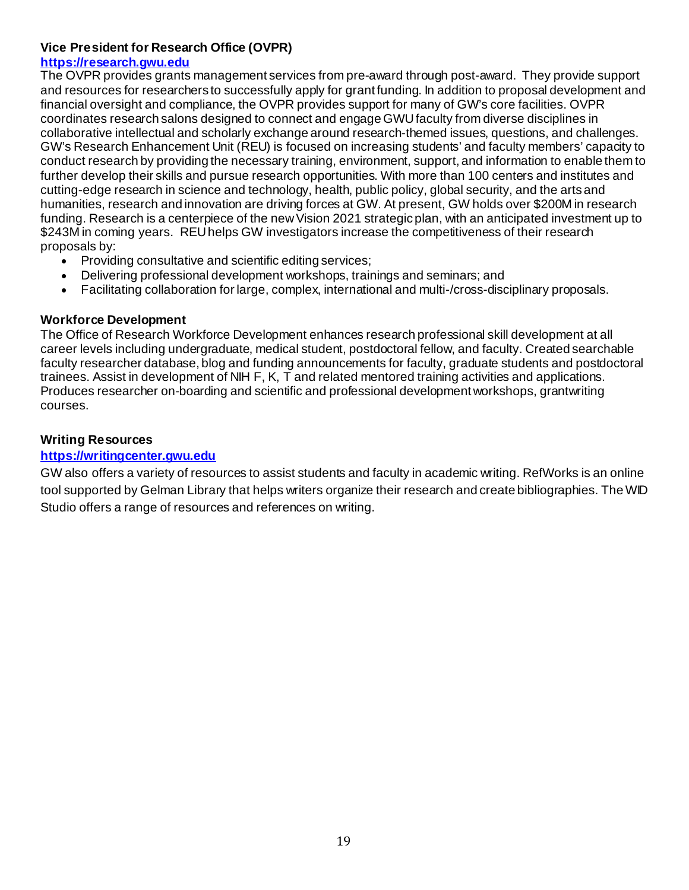**Vice President for Research Office (OVPR)**

**https://research.gwu.edu**

The OVPR provides grants management services from pre-award through post-award. They provide support and resources for researchers to successfully apply for grant funding. In addition to proposal development and financial oversight and compliance, the OVPR provides support for many of GW's core facilities. OVPR coordinates research salons designed to connect and engage GWU faculty from diverse disciplines in collaborative intellectual and scholarly exchange around research-themed issues, questions, and challenges. GW's Research Enhancement Unit (REU) is focused on increasing students' and faculty members' capacity to conduct research by providing the necessary training, environment, support, and information to enable them to further develop their skills and pursue research opportunities. With more than 100 centers and institutes and cutting-edge research in science and technology, health, public policy, global security, and the arts and humanities, research and innovation are driving forces at GW. At present, GW holds over $200M in research funding. Research is a centerpiece of the new Vision 2021 strategic plan, with an anticipated investment up to $243M in coming years. REU helps GW investigators increase the competitiveness of their research proposals by:

- Providing consultative and scientific editing services;
- Delivering professional development workshops, trainings and seminars; and
- Facilitating collaboration for large, complex, international and multi-/cross-disciplinary proposals.

**Workforce Development**

The Office of Research Workforce Development enhances research professional skill development at all career levels including undergraduate, medical student, postdoctoral fellow, and faculty. Created searchable faculty researcher database, blog and funding announcements for faculty, graduate students and postdoctoral trainees. Assist in development of NIH F, K, T and related mentored training activities and applications. Produces researcher on-boarding and scientific and professional development workshops, grantwriting courses.

**Writing Resources**

**https://writingcenter.gwu.edu**

GW also offers a variety of resources to assist students and faculty in academic writing. RefWorks is an online tool supported by Gelman Library that helps writers organize their research and create bibliographies. The WID Studio offers a range of resources and references on writing.